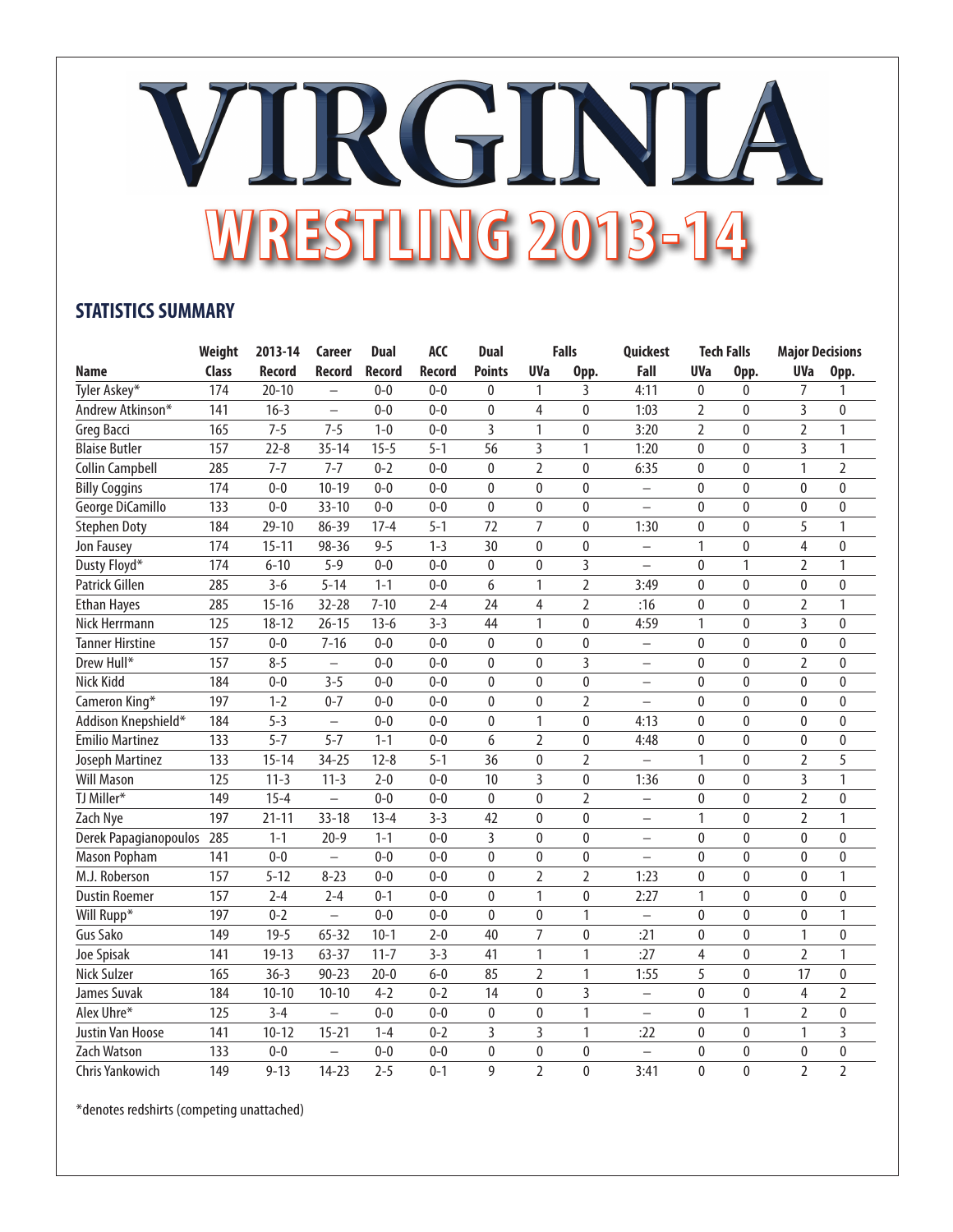# VIRGINIA

# WRESTLING 2013-14

## STATISTICS SUMMARY

| Name | Weight Class | 2013-14 Record | Career Record | Dual Record | ACC Record | Dual Points | Falls UVa | Falls Opp. | Quickest Fall | Tech Falls UVa | Tech Falls Opp. | Major Decisions UVa | Major Decisions Opp. |
|---|---|---|---|---|---|---|---|---|---|---|---|---|---|
| Tyler Askey* | 174 | 20-10 | – | 0-0 | 0-0 | 0 | 1 | 3 | 4:11 | 0 | 0 | 7 | 1 |
| Andrew Atkinson* | 141 | 16-3 | – | 0-0 | 0-0 | 0 | 4 | 0 | 1:03 | 2 | 0 | 3 | 0 |
| Greg Bacci | 165 | 7-5 | 7-5 | 1-0 | 0-0 | 3 | 1 | 0 | 3:20 | 2 | 0 | 2 | 1 |
| Blaise Butler | 157 | 22-8 | 35-14 | 15-5 | 5-1 | 56 | 3 | 1 | 1:20 | 0 | 0 | 3 | 1 |
| Collin Campbell | 285 | 7-7 | 7-7 | 0-2 | 0-0 | 0 | 2 | 0 | 6:35 | 0 | 0 | 1 | 2 |
| Billy Coggins | 174 | 0-0 | 10-19 | 0-0 | 0-0 | 0 | 0 | 0 | – | 0 | 0 | 0 | 0 |
| George DiCamillo | 133 | 0-0 | 33-10 | 0-0 | 0-0 | 0 | 0 | 0 | – | 0 | 0 | 0 | 0 |
| Stephen Doty | 184 | 29-10 | 86-39 | 17-4 | 5-1 | 72 | 7 | 0 | 1:30 | 0 | 0 | 5 | 1 |
| Jon Fausey | 174 | 15-11 | 98-36 | 9-5 | 1-3 | 30 | 0 | 0 | – | 1 | 0 | 4 | 0 |
| Dusty Floyd* | 174 | 6-10 | 5-9 | 0-0 | 0-0 | 0 | 0 | 3 | – | 0 | 1 | 2 | 1 |
| Patrick Gillen | 285 | 3-6 | 5-14 | 1-1 | 0-0 | 6 | 1 | 2 | 3:49 | 0 | 0 | 0 | 0 |
| Ethan Hayes | 285 | 15-16 | 32-28 | 7-10 | 2-4 | 24 | 4 | 2 | :16 | 0 | 0 | 2 | 1 |
| Nick Herrmann | 125 | 18-12 | 26-15 | 13-6 | 3-3 | 44 | 1 | 0 | 4:59 | 1 | 0 | 3 | 0 |
| Tanner Hirstine | 157 | 0-0 | 7-16 | 0-0 | 0-0 | 0 | 0 | 0 | – | 0 | 0 | 0 | 0 |
| Drew Hull* | 157 | 8-5 | – | 0-0 | 0-0 | 0 | 0 | 3 | – | 0 | 0 | 2 | 0 |
| Nick Kidd | 184 | 0-0 | 3-5 | 0-0 | 0-0 | 0 | 0 | 0 | – | 0 | 0 | 0 | 0 |
| Cameron King* | 197 | 1-2 | 0-7 | 0-0 | 0-0 | 0 | 0 | 2 | – | 0 | 0 | 0 | 0 |
| Addison Knepshield* | 184 | 5-3 | – | 0-0 | 0-0 | 0 | 1 | 0 | 4:13 | 0 | 0 | 0 | 0 |
| Emilio Martinez | 133 | 5-7 | 5-7 | 1-1 | 0-0 | 6 | 2 | 0 | 4:48 | 0 | 0 | 0 | 0 |
| Joseph Martinez | 133 | 15-14 | 34-25 | 12-8 | 5-1 | 36 | 0 | 2 | – | 1 | 0 | 2 | 5 |
| Will Mason | 125 | 11-3 | 11-3 | 2-0 | 0-0 | 10 | 3 | 0 | 1:36 | 0 | 0 | 3 | 1 |
| TJ Miller* | 149 | 15-4 | – | 0-0 | 0-0 | 0 | 0 | 2 | – | 0 | 0 | 2 | 0 |
| Zach Nye | 197 | 21-11 | 33-18 | 13-4 | 3-3 | 42 | 0 | 0 | – | 1 | 0 | 2 | 1 |
| Derek Papagianopoulos | 285 | 1-1 | 20-9 | 1-1 | 0-0 | 3 | 0 | 0 | – | 0 | 0 | 0 | 0 |
| Mason Popham | 141 | 0-0 | – | 0-0 | 0-0 | 0 | 0 | 0 | – | 0 | 0 | 0 | 0 |
| M.J. Roberson | 157 | 5-12 | 8-23 | 0-0 | 0-0 | 0 | 2 | 2 | 1:23 | 0 | 0 | 0 | 1 |
| Dustin Roemer | 157 | 2-4 | 2-4 | 0-1 | 0-0 | 0 | 1 | 0 | 2:27 | 1 | 0 | 0 | 0 |
| Will Rupp* | 197 | 0-2 | – | 0-0 | 0-0 | 0 | 0 | 1 | – | 0 | 0 | 0 | 1 |
| Gus Sako | 149 | 19-5 | 65-32 | 10-1 | 2-0 | 40 | 7 | 0 | :21 | 0 | 0 | 1 | 0 |
| Joe Spisak | 141 | 19-13 | 63-37 | 11-7 | 3-3 | 41 | 1 | 1 | :27 | 4 | 0 | 2 | 1 |
| Nick Sulzer | 165 | 36-3 | 90-23 | 20-0 | 6-0 | 85 | 2 | 1 | 1:55 | 5 | 0 | 17 | 0 |
| James Suvak | 184 | 10-10 | 10-10 | 4-2 | 0-2 | 14 | 0 | 3 | – | 0 | 0 | 4 | 2 |
| Alex Uhre* | 125 | 3-4 | – | 0-0 | 0-0 | 0 | 0 | 1 | – | 0 | 1 | 2 | 0 |
| Justin Van Hoose | 141 | 10-12 | 15-21 | 1-4 | 0-2 | 3 | 3 | 1 | :22 | 0 | 0 | 1 | 3 |
| Zach Watson | 133 | 0-0 | – | 0-0 | 0-0 | 0 | 0 | 0 | – | 0 | 0 | 0 | 0 |
| Chris Yankowich | 149 | 9-13 | 14-23 | 2-5 | 0-1 | 9 | 2 | 0 | 3:41 | 0 | 0 | 2 | 2 |

*denotes redshirts (competing unattached)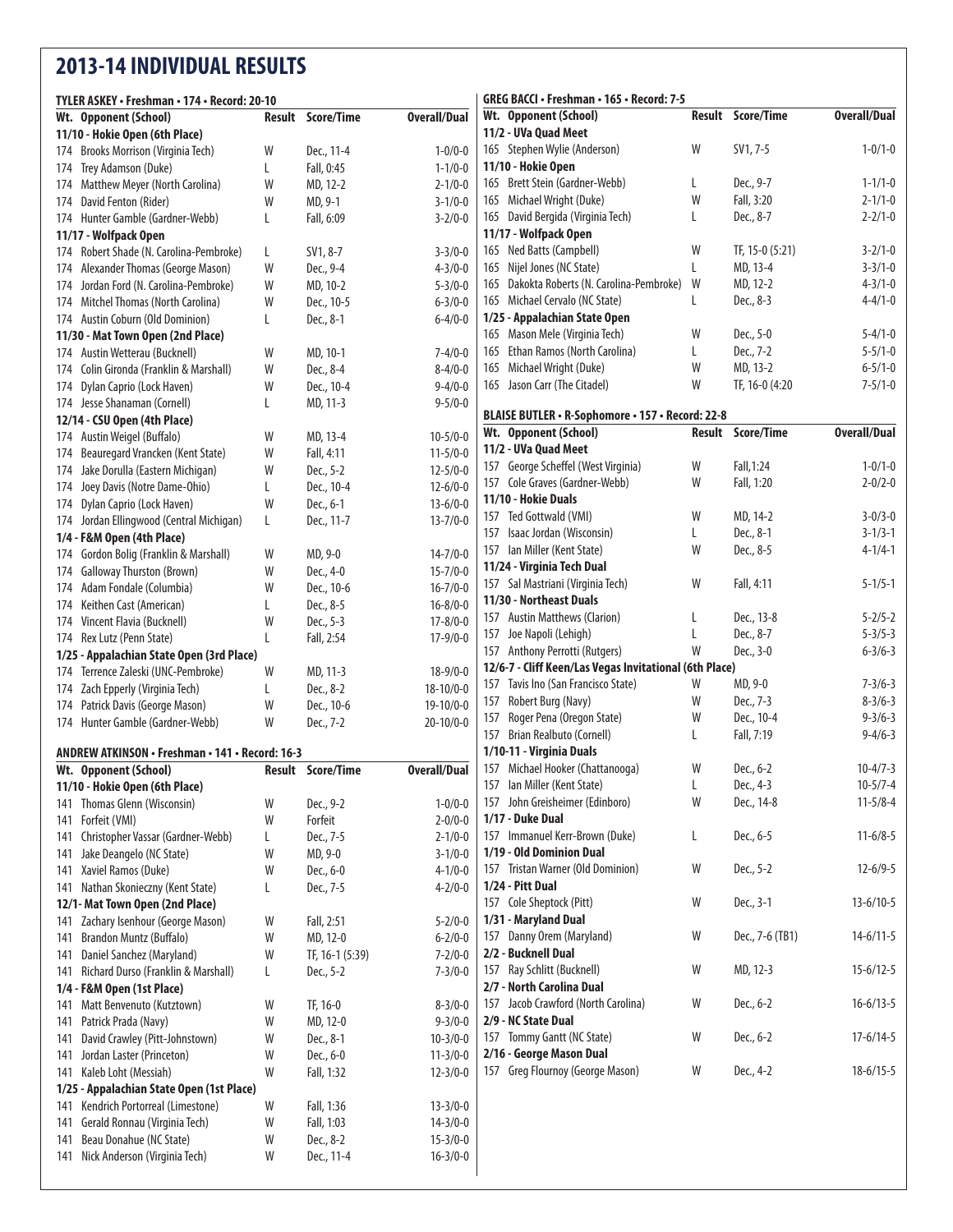# 2013-14 INDIVIDUAL RESULTS

### TYLER ASKEY • Freshman • 174 • Record: 20-10

| Wt. | Opponent (School) | Result | Score/Time | Overall/Dual |
|---|---|---|---|---|
| **11/10 - Hokie Open (6th Place)** | | | | |
| 174 | Brooks Morrison (Virginia Tech) | W | Dec., 11-4 | 1-0/0-0 |
| 174 | Trey Adamson (Duke) | L | Fall, 0:45 | 1-1/0-0 |
| 174 | Matthew Meyer (North Carolina) | W | MD, 12-2 | 2-1/0-0 |
| 174 | David Fenton (Rider) | W | MD, 9-1 | 3-1/0-0 |
| 174 | Hunter Gamble (Gardner-Webb) | L | Fall, 6:09 | 3-2/0-0 |
| **11/17 - Wolfpack Open** | | | | |
| 174 | Robert Shade (N. Carolina-Pembroke) | L | SV1, 8-7 | 3-3/0-0 |
| 174 | Alexander Thomas (George Mason) | W | Dec., 9-4 | 4-3/0-0 |
| 174 | Jordan Ford (N. Carolina-Pembroke) | W | MD, 10-2 | 5-3/0-0 |
| 174 | Mitchel Thomas (North Carolina) | W | Dec., 10-5 | 6-3/0-0 |
| 174 | Austin Coburn (Old Dominion) | L | Dec., 8-1 | 6-4/0-0 |
| **11/30 - Mat Town Open (2nd Place)** | | | | |
| 174 | Austin Wetterau (Bucknell) | W | MD, 10-1 | 7-4/0-0 |
| 174 | Colin Gironda (Franklin & Marshall) | W | Dec., 8-4 | 8-4/0-0 |
| 174 | Dylan Caprio (Lock Haven) | W | Dec., 10-4 | 9-4/0-0 |
| 174 | Jesse Shanaman (Cornell) | L | MD, 11-3 | 9-5/0-0 |
| **12/14 - CSU Open (4th Place)** | | | | |
| 174 | Austin Weigel (Buffalo) | W | MD, 13-4 | 10-5/0-0 |
| 174 | Beauregard Vrancken (Kent State) | W | Fall, 4:11 | 11-5/0-0 |
| 174 | Jake Dorulla (Eastern Michigan) | W | Dec., 5-2 | 12-5/0-0 |
| 174 | Joey Davis (Notre Dame-Ohio) | L | Dec., 10-4 | 12-6/0-0 |
| 174 | Dylan Caprio (Lock Haven) | W | Dec., 6-1 | 13-6/0-0 |
| 174 | Jordan Ellingwood (Central Michigan) | L | Dec., 11-7 | 13-7/0-0 |
| **1/4 - F&M Open (4th Place)** | | | | |
| 174 | Gordon Bolig (Franklin & Marshall) | W | MD, 9-0 | 14-7/0-0 |
| 174 | Galloway Thurston (Brown) | W | Dec., 4-0 | 15-7/0-0 |
| 174 | Adam Fondale (Columbia) | W | Dec., 10-6 | 16-7/0-0 |
| 174 | Keithen Cast (American) | L | Dec., 8-5 | 16-8/0-0 |
| 174 | Vincent Flavia (Bucknell) | W | Dec., 5-3 | 17-8/0-0 |
| 174 | Rex Lutz (Penn State) | L | Fall, 2:54 | 17-9/0-0 |
| **1/25 - Appalachian State Open (3rd Place)** | | | | |
| 174 | Terrence Zaleski (UNC-Pembroke) | W | MD, 11-3 | 18-9/0-0 |
| 174 | Zach Epperly (Virginia Tech) | L | Dec., 8-2 | 18-10/0-0 |
| 174 | Patrick Davis (George Mason) | W | Dec., 10-6 | 19-10/0-0 |
| 174 | Hunter Gamble (Gardner-Webb) | W | Dec., 7-2 | 20-10/0-0 |

### ANDREW ATKINSON • Freshman • 141 • Record: 16-3

| Wt. | Opponent (School) | Result | Score/Time | Overall/Dual |
|---|---|---|---|---|
| **11/10 - Hokie Open (6th Place)** | | | | |
| 141 | Thomas Glenn (Wisconsin) | W | Dec., 9-2 | 1-0/0-0 |
| 141 | Forfeit (VMI) | W | Forfeit | 2-0/0-0 |
| 141 | Christopher Vassar (Gardner-Webb) | L | Dec., 7-5 | 2-1/0-0 |
| 141 | Jake Deangelo (NC State) | W | MD, 9-0 | 3-1/0-0 |
| 141 | Xaviel Ramos (Duke) | W | Dec., 6-0 | 4-1/0-0 |
| 141 | Nathan Skonieczny (Kent State) | L | Dec., 7-5 | 4-2/0-0 |
| **12/1- Mat Town Open (2nd Place)** | | | | |
| 141 | Zachary Isenhour (George Mason) | W | Fall, 2:51 | 5-2/0-0 |
| 141 | Brandon Muntz (Buffalo) | W | MD, 12-0 | 6-2/0-0 |
| 141 | Daniel Sanchez (Maryland) | W | TF, 16-1 (5:39) | 7-2/0-0 |
| 141 | Richard Durso (Franklin & Marshall) | L | Dec., 5-2 | 7-3/0-0 |
| **1/4 - F&M Open (1st Place)** | | | | |
| 141 | Matt Benvenuto (Kutztown) | W | TF, 16-0 | 8-3/0-0 |
| 141 | Patrick Prada (Navy) | W | MD, 12-0 | 9-3/0-0 |
| 141 | David Crawley (Pitt-Johnstown) | W | Dec., 8-1 | 10-3/0-0 |
| 141 | Jordan Laster (Princeton) | W | Dec., 6-0 | 11-3/0-0 |
| 141 | Kaleb Loht (Messiah) | W | Fall, 1:32 | 12-3/0-0 |
| **1/25 - Appalachian State Open (1st Place)** | | | | |
| 141 | Kendrick Portorreal (Limestone) | W | Fall, 1:36 | 13-3/0-0 |
| 141 | Gerald Ronnau (Virginia Tech) | W | Fall, 1:03 | 14-3/0-0 |
| 141 | Beau Donahue (NC State) | W | Dec., 8-2 | 15-3/0-0 |
| 141 | Nick Anderson (Virginia Tech) | W | Dec., 11-4 | 16-3/0-0 |

### GREG BACCI • Freshman • 165 • Record: 7-5

| Wt. | Opponent (School) | Result | Score/Time | Overall/Dual |
|---|---|---|---|---|
| **11/2 - UVa Quad Meet** | | | | |
| 165 | Stephen Wylie (Anderson) | W | SV1, 7-5 | 1-0/1-0 |
| **11/10 - Hokie Open** | | | | |
| 165 | Brett Stein (Gardner-Webb) | L | Dec., 9-7 | 1-1/1-0 |
| 165 | Michael Wright (Duke) | W | Fall, 3:20 | 2-1/1-0 |
| 165 | David Bergida (Virginia Tech) | L | Dec., 8-7 | 2-2/1-0 |
| **11/17 - Wolfpack Open** | | | | |
| 165 | Ned Batts (Campbell) | W | TF, 15-0 (5:21) | 3-2/1-0 |
| 165 | Nijel Jones (NC State) | L | MD, 13-4 | 3-3/1-0 |
| 165 | Dakokta Roberts (N. Carolina-Pembroke) | W | MD, 12-2 | 4-3/1-0 |
| 165 | Michael Cervalo (NC State) | L | Dec., 8-3 | 4-4/1-0 |
| **1/25 - Appalachian State Open** | | | | |
| 165 | Mason Mele (Virginia Tech) | W | Dec., 5-0 | 5-4/1-0 |
| 165 | Ethan Ramos (North Carolina) | L | Dec., 7-2 | 5-5/1-0 |
| 165 | Michael Wright (Duke) | W | MD, 13-2 | 6-5/1-0 |
| 165 | Jason Carr (The Citadel) | W | TF, 16-0 (4:20 | 7-5/1-0 |

### BLAISE BUTLER • R-Sophomore • 157 • Record: 22-8

| Wt. | Opponent (School) | Result | Score/Time | Overall/Dual |
|---|---|---|---|---|
| **11/2 - UVa Quad Meet** | | | | |
| 157 | George Scheffel (West Virginia) | W | Fall,1:24 | 1-0/1-0 |
| 157 | Cole Graves (Gardner-Webb) | W | Fall, 1:20 | 2-0/2-0 |
| **11/10 - Hokie Duals** | | | | |
| 157 | Ted Gottwald (VMI) | W | MD, 14-2 | 3-0/3-0 |
| 157 | Isaac Jordan (Wisconsin) | L | Dec., 8-1 | 3-1/3-1 |
| 157 | Ian Miller (Kent State) | W | Dec., 8-5 | 4-1/4-1 |
| **11/24 - Virginia Tech Dual** | | | | |
| 157 | Sal Mastriani (Virginia Tech) | W | Fall, 4:11 | 5-1/5-1 |
| **11/30 - Northeast Duals** | | | | |
| 157 | Austin Matthews (Clarion) | L | Dec., 13-8 | 5-2/5-2 |
| 157 | Joe Napoli (Lehigh) | L | Dec., 8-7 | 5-3/5-3 |
| 157 | Anthony Perrotti (Rutgers) | W | Dec., 3-0 | 6-3/6-3 |
| **12/6-7 - Cliff Keen/Las Vegas Invitational (6th Place)** | | | | |
| 157 | Tavis Ino (San Francisco State) | W | MD, 9-0 | 7-3/6-3 |
| 157 | Robert Burg (Navy) | W | Dec., 7-3 | 8-3/6-3 |
| 157 | Roger Pena (Oregon State) | W | Dec., 10-4 | 9-3/6-3 |
| 157 | Brian Realbuto (Cornell) | L | Fall, 7:19 | 9-4/6-3 |
| **1/10-11 - Virginia Duals** | | | | |
| 157 | Michael Hooker (Chattanooga) | W | Dec., 6-2 | 10-4/7-3 |
| 157 | Ian Miller (Kent State) | L | Dec., 4-3 | 10-5/7-4 |
| 157 | John Greisheimer (Edinboro) | W | Dec., 14-8 | 11-5/8-4 |
| **1/17 - Duke Dual** | | | | |
| 157 | Immanuel Kerr-Brown (Duke) | L | Dec., 6-5 | 11-6/8-5 |
| **1/19 - Old Dominion Dual** | | | | |
| 157 | Tristan Warner (Old Dominion) | W | Dec., 5-2 | 12-6/9-5 |
| **1/24 - Pitt Dual** | | | | |
| 157 | Cole Sheptock (Pitt) | W | Dec., 3-1 | 13-6/10-5 |
| **1/31 - Maryland Dual** | | | | |
| 157 | Danny Orem (Maryland) | W | Dec., 7-6 (TB1) | 14-6/11-5 |
| **2/2 - Bucknell Dual** | | | | |
| 157 | Ray Schlitt (Bucknell) | W | MD, 12-3 | 15-6/12-5 |
| **2/7 - North Carolina Dual** | | | | |
| 157 | Jacob Crawford (North Carolina) | W | Dec., 6-2 | 16-6/13-5 |
| **2/9 - NC State Dual** | | | | |
| 157 | Tommy Gantt (NC State) | W | Dec., 6-2 | 17-6/14-5 |
| **2/16 - George Mason Dual** | | | | |
| 157 | Greg Flournoy (George Mason) | W | Dec., 4-2 | 18-6/15-5 |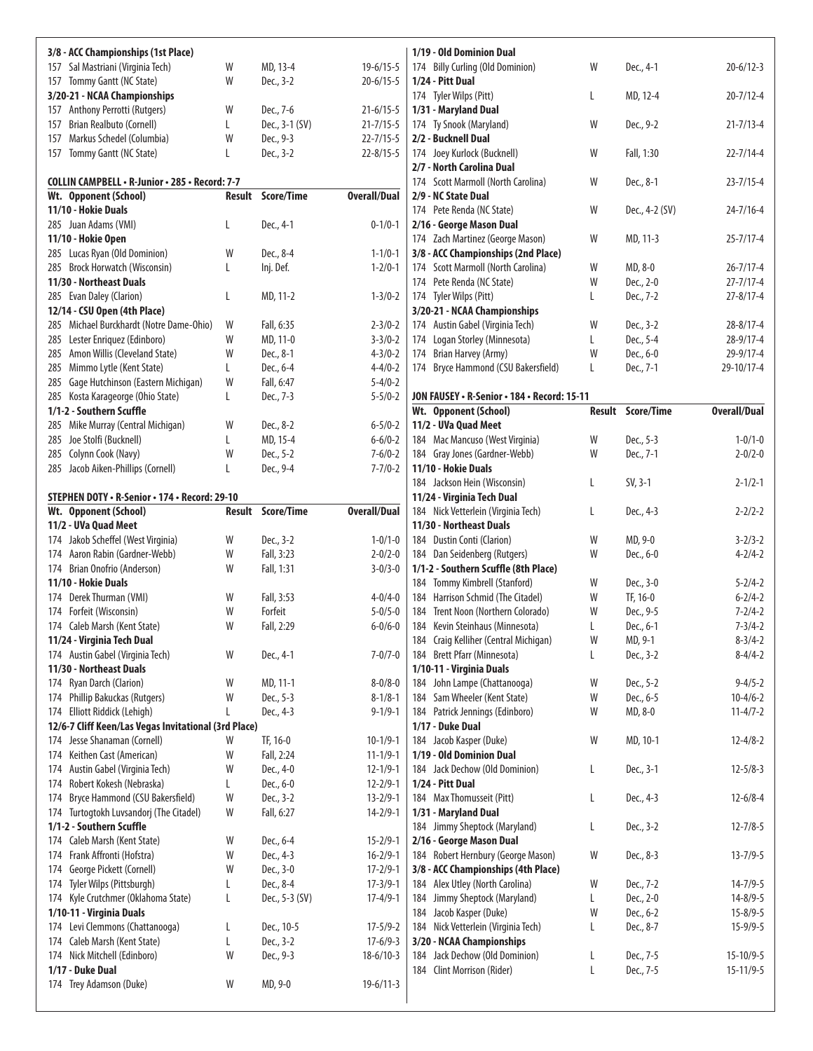| Wt. Opponent (School) | Result | Score/Time | Overall/Dual |
|---|---|---|---|
| **3/8 - ACC Championships (1st Place)** | | | |
| 157 Sal Mastriani (Virginia Tech) | W | MD, 13-4 | 19-6/15-5 |
| 157 Tommy Gantt (NC State) | W | Dec., 3-2 | 20-6/15-5 |
| **3/20-21 - NCAA Championships** | | | |
| 157 Anthony Perrotti (Rutgers) | W | Dec., 7-6 | 21-6/15-5 |
| 157 Brian Realbuto (Cornell) | L | Dec., 3-1 (SV) | 21-7/15-5 |
| 157 Markus Schedel (Columbia) | W | Dec., 9-3 | 22-7/15-5 |
| 157 Tommy Gantt (NC State) | L | Dec., 3-2 | 22-8/15-5 |

**COLLIN CAMPBELL • R-Junior • 285 • Record: 7-7**

| Wt. Opponent (School) | Result | Score/Time | Overall/Dual |
|---|---|---|---|
| **11/10 - Hokie Duals** | | | |
| 285 Juan Adams (VMI) | L | Dec., 4-1 | 0-1/0-1 |
| **11/10 - Hokie Open** | | | |
| 285 Lucas Ryan (Old Dominion) | W | Dec., 8-4 | 1-1/0-1 |
| 285 Brock Horwatch (Wisconsin) | L | Inj. Def. | 1-2/0-1 |
| **11/30 - Northeast Duals** | | | |
| 285 Evan Daley (Clarion) | L | MD, 11-2 | 1-3/0-2 |
| **12/14 - CSU Open (4th Place)** | | | |
| 285 Michael Burckhardt (Notre Dame-Ohio) | W | Fall, 6:35 | 2-3/0-2 |
| 285 Lester Enriquez (Edinboro) | W | MD, 11-0 | 3-3/0-2 |
| 285 Amon Willis (Cleveland State) | W | Dec., 8-1 | 4-3/0-2 |
| 285 Mimmo Lytle (Kent State) | L | Dec., 6-4 | 4-4/0-2 |
| 285 Gage Hutchinson (Eastern Michigan) | W | Fall, 6:47 | 5-4/0-2 |
| 285 Kosta Karageorge (Ohio State) | L | Dec., 7-3 | 5-5/0-2 |
| **1/1-2 - Southern Scuffle** | | | |
| 285 Mike Murray (Central Michigan) | W | Dec., 8-2 | 6-5/0-2 |
| 285 Joe Stolfi (Bucknell) | L | MD, 15-4 | 6-6/0-2 |
| 285 Colynn Cook (Navy) | W | Dec., 5-2 | 7-6/0-2 |
| 285 Jacob Aiken-Phillips (Cornell) | L | Dec., 9-4 | 7-7/0-2 |

**STEPHEN DOTY • R-Senior • 174 • Record: 29-10**

| Wt. Opponent (School) | Result | Score/Time | Overall/Dual |
|---|---|---|---|
| **11/2 - UVa Quad Meet** | | | |
| 174 Jakob Scheffel (West Virginia) | W | Dec., 3-2 | 1-0/1-0 |
| 174 Aaron Rabin (Gardner-Webb) | W | Fall, 3:23 | 2-0/2-0 |
| 174 Brian Onofrio (Anderson) | W | Fall, 1:31 | 3-0/3-0 |
| **11/10 - Hokie Duals** | | | |
| 174 Derek Thurman (VMI) | W | Fall, 3:53 | 4-0/4-0 |
| 174 Forfeit (Wisconsin) | W | Forfeit | 5-0/5-0 |
| 174 Caleb Marsh (Kent State) | W | Fall, 2:29 | 6-0/6-0 |
| **11/24 - Virginia Tech Dual** | | | |
| 174 Austin Gabel (Virginia Tech) | W | Dec., 4-1 | 7-0/7-0 |
| **11/30 - Northeast Duals** | | | |
| 174 Ryan Darch (Clarion) | W | MD, 11-1 | 8-0/8-0 |
| 174 Phillip Bakuckas (Rutgers) | W | Dec., 5-3 | 8-1/8-1 |
| 174 Elliott Riddick (Lehigh) | L | Dec., 4-3 | 9-1/9-1 |
| **12/6-7 Cliff Keen/Las Vegas Invitational (3rd Place)** | | | |
| 174 Jesse Shanaman (Cornell) | W | TF, 16-0 | 10-1/9-1 |
| 174 Keithen Cast (American) | W | Fall, 2:24 | 11-1/9-1 |
| 174 Austin Gabel (Virginia Tech) | W | Dec., 4-0 | 12-1/9-1 |
| 174 Robert Kokesh (Nebraska) | L | Dec., 6-0 | 12-2/9-1 |
| 174 Bryce Hammond (CSU Bakersfield) | W | Dec., 3-2 | 13-2/9-1 |
| 174 Turtogtokh Luvsandorj (The Citadel) | W | Fall, 6:27 | 14-2/9-1 |
| **1/1-2 - Southern Scuffle** | | | |
| 174 Caleb Marsh (Kent State) | W | Dec., 6-4 | 15-2/9-1 |
| 174 Frank Affronti (Hofstra) | W | Dec., 4-3 | 16-2/9-1 |
| 174 George Pickett (Cornell) | W | Dec., 3-0 | 17-2/9-1 |
| 174 Tyler Wilps (Pittsburgh) | L | Dec., 8-4 | 17-3/9-1 |
| 174 Kyle Crutchmer (Oklahoma State) | L | Dec., 5-3 (SV) | 17-4/9-1 |
| **1/10-11 - Virginia Duals** | | | |
| 174 Levi Clemmons (Chattanooga) | L | Dec., 10-5 | 17-5/9-2 |
| 174 Caleb Marsh (Kent State) | L | Dec., 3-2 | 17-6/9-3 |
| 174 Nick Mitchell (Edinboro) | W | Dec., 9-3 | 18-6/10-3 |
| **1/17 - Duke Dual** | | | |
| 174 Trey Adamson (Duke) | W | MD, 9-0 | 19-6/11-3 |
| **1/19 - Old Dominion Dual** | | | |
| 174 Billy Curling (Old Dominion) | W | Dec., 4-1 | 20-6/12-3 |
| **1/24 - Pitt Dual** | | | |
| 174 Tyler Wilps (Pitt) | L | MD, 12-4 | 20-7/12-4 |
| **1/31 - Maryland Dual** | | | |
| 174 Ty Snook (Maryland) | W | Dec., 9-2 | 21-7/13-4 |
| **2/2 - Bucknell Dual** | | | |
| 174 Joey Kurlock (Bucknell) | W | Fall, 1:30 | 22-7/14-4 |
| **2/7 - North Carolina Dual** | | | |
| 174 Scott Marmoll (North Carolina) | W | Dec., 8-1 | 23-7/15-4 |
| **2/9 - NC State Dual** | | | |
| 174 Pete Renda (NC State) | W | Dec., 4-2 (SV) | 24-7/16-4 |
| **2/16 - George Mason Dual** | | | |
| 174 Zach Martinez (George Mason) | W | MD, 11-3 | 25-7/17-4 |
| **3/8 - ACC Championships (2nd Place)** | | | |
| 174 Scott Marmoll (North Carolina) | W | MD, 8-0 | 26-7/17-4 |
| 174 Pete Renda (NC State) | W | Dec., 2-0 | 27-7/17-4 |
| 174 Tyler Wilps (Pitt) | L | Dec., 7-2 | 27-8/17-4 |
| **3/20-21 - NCAA Championships** | | | |
| 174 Austin Gabel (Virginia Tech) | W | Dec., 3-2 | 28-8/17-4 |
| 174 Logan Storley (Minnesota) | L | Dec., 5-4 | 28-9/17-4 |
| 174 Brian Harvey (Army) | W | Dec., 6-0 | 29-9/17-4 |
| 174 Bryce Hammond (CSU Bakersfield) | L | Dec., 7-1 | 29-10/17-4 |

**JON FAUSEY • R-Senior • 184 • Record: 15-11**

| Wt. Opponent (School) | Result | Score/Time | Overall/Dual |
|---|---|---|---|
| **11/2 - UVa Quad Meet** | | | |
| 184 Mac Mancuso (West Virginia) | W | Dec., 5-3 | 1-0/1-0 |
| 184 Gray Jones (Gardner-Webb) | W | Dec., 7-1 | 2-0/2-0 |
| **11/10 - Hokie Duals** | | | |
| 184 Jackson Hein (Wisconsin) | L | SV, 3-1 | 2-1/2-1 |
| **11/24 - Virginia Tech Dual** | | | |
| 184 Nick Vetterlein (Virginia Tech) | L | Dec., 4-3 | 2-2/2-2 |
| **11/30 - Northeast Duals** | | | |
| 184 Dustin Conti (Clarion) | W | MD, 9-0 | 3-2/3-2 |
| 184 Dan Seidenberg (Rutgers) | W | Dec., 6-0 | 4-2/4-2 |
| **1/1-2 - Southern Scuffle (8th Place)** | | | |
| 184 Tommy Kimbrell (Stanford) | W | Dec., 3-0 | 5-2/4-2 |
| 184 Harrison Schmid (The Citadel) | W | TF, 16-0 | 6-2/4-2 |
| 184 Trent Noon (Northern Colorado) | W | Dec., 9-5 | 7-2/4-2 |
| 184 Kevin Steinhaus (Minnesota) | L | Dec., 6-1 | 7-3/4-2 |
| 184 Craig Kelliher (Central Michigan) | W | MD, 9-1 | 8-3/4-2 |
| 184 Brett Pfarr (Minnesota) | L | Dec., 3-2 | 8-4/4-2 |
| **1/10-11 - Virginia Duals** | | | |
| 184 John Lampe (Chattanooga) | W | Dec., 5-2 | 9-4/5-2 |
| 184 Sam Wheeler (Kent State) | W | Dec., 6-5 | 10-4/6-2 |
| 184 Patrick Jennings (Edinboro) | W | MD, 8-0 | 11-4/7-2 |
| **1/17 - Duke Dual** | | | |
| 184 Jacob Kasper (Duke) | W | MD, 10-1 | 12-4/8-2 |
| **1/19 - Old Dominion Dual** | | | |
| 184 Jack Dechow (Old Dominion) | L | Dec., 3-1 | 12-5/8-3 |
| **1/24 - Pitt Dual** | | | |
| 184 Max Thomusseit (Pitt) | L | Dec., 4-3 | 12-6/8-4 |
| **1/31 - Maryland Dual** | | | |
| 184 Jimmy Sheptock (Maryland) | L | Dec., 3-2 | 12-7/8-5 |
| **2/16 - George Mason Dual** | | | |
| 184 Robert Hernbury (George Mason) | W | Dec., 8-3 | 13-7/9-5 |
| **3/8 - ACC Championships (4th Place)** | | | |
| 184 Alex Utley (North Carolina) | W | Dec., 7-2 | 14-7/9-5 |
| 184 Jimmy Sheptock (Maryland) | L | Dec., 2-0 | 14-8/9-5 |
| 184 Jacob Kasper (Duke) | W | Dec., 6-2 | 15-8/9-5 |
| 184 Nick Vetterlein (Virginia Tech) | L | Dec., 8-7 | 15-9/9-5 |
| **3/20 - NCAA Championships** | | | |
| 184 Jack Dechow (Old Dominion) | L | Dec., 7-5 | 15-10/9-5 |
| 184 Clint Morrison (Rider) | L | Dec., 7-5 | 15-11/9-5 |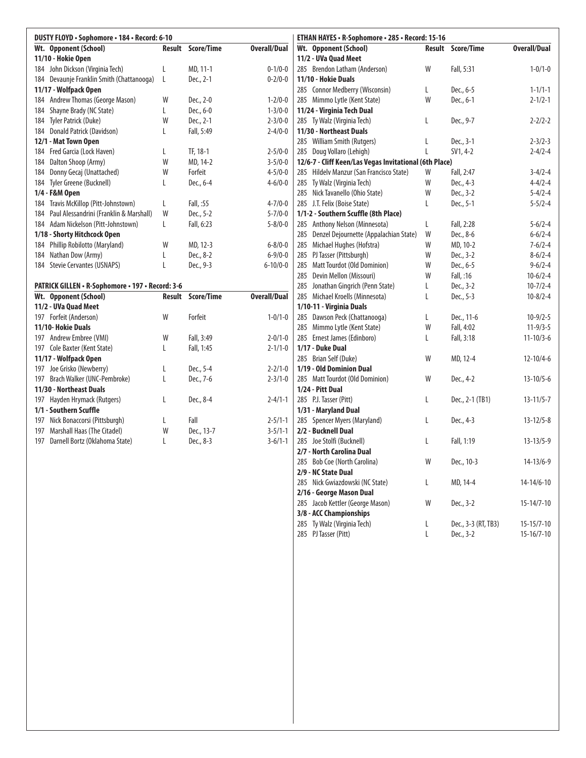### DUSTY FLOYD • Sophomore • 184 • Record: 6-10

| Wt. | Opponent (School) | Result | Score/Time | Overall/Dual |
|---|---|---|---|---|
| **11/10 - Hokie Open** | | | | |
| 184 | John Dickson (Virginia Tech) | L | MD, 11-1 | 0-1/0-0 |
| 184 | Devaunje Franklin Smith (Chattanooga) | L | Dec., 2-1 | 0-2/0-0 |
| **11/17 - Wolfpack Open** | | | | |
| 184 | Andrew Thomas (George Mason) | W | Dec., 2-0 | 1-2/0-0 |
| 184 | Shayne Brady (NC State) | L | Dec., 6-0 | 1-3/0-0 |
| 184 | Tyler Patrick (Duke) | W | Dec., 2-1 | 2-3/0-0 |
| 184 | Donald Patrick (Davidson) | L | Fall, 5:49 | 2-4/0-0 |
| **12/1 - Mat Town Open** | | | | |
| 184 | Fred Garcia (Lock Haven) | L | TF, 18-1 | 2-5/0-0 |
| 184 | Dalton Shoop (Army) | W | MD, 14-2 | 3-5/0-0 |
| 184 | Donny Gecaj (Unattached) | W | Forfeit | 4-5/0-0 |
| 184 | Tyler Greene (Bucknell) | L | Dec., 6-4 | 4-6/0-0 |
| **1/4 - F&M Open** | | | | |
| 184 | Travis McKillop (Pitt-Johnstown) | L | Fall, :55 | 4-7/0-0 |
| 184 | Paul Alessandrini (Franklin & Marshall) | W | Dec., 5-2 | 5-7/0-0 |
| 184 | Adam Nickelson (Pitt-Johnstown) | L | Fall, 6:23 | 5-8/0-0 |
| **1/18 - Shorty Hitchcock Open** | | | | |
| 184 | Phillip Robilotto (Maryland) | W | MD, 12-3 | 6-8/0-0 |
| 184 | Nathan Dow (Army) | L | Dec., 8-2 | 6-9/0-0 |
| 184 | Stevie Cervantes (USNAPS) | L | Dec., 9-3 | 6-10/0-0 |

### PATRICK GILLEN • R-Sophomore • 197 • Record: 3-6

| Wt. | Opponent (School) | Result | Score/Time | Overall/Dual |
|---|---|---|---|---|
| **11/2 - UVa Quad Meet** | | | | |
| 197 | Forfeit (Anderson) | W | Forfeit | 1-0/1-0 |
| **11/10- Hokie Duals** | | | | |
| 197 | Andrew Embree (VMI) | W | Fall, 3:49 | 2-0/1-0 |
| 197 | Cole Baxter (Kent State) | L | Fall, 1:45 | 2-1/1-0 |
| **11/17 - Wolfpack Open** | | | | |
| 197 | Joe Grisko (Newberry) | L | Dec., 5-4 | 2-2/1-0 |
| 197 | Brach Walker (UNC-Pembroke) | L | Dec., 7-6 | 2-3/1-0 |
| **11/30 - Northeast Duals** | | | | |
| 197 | Hayden Hrymack (Rutgers) | L | Dec., 8-4 | 2-4/1-1 |
| **1/1 - Southern Scuffle** | | | | |
| 197 | Nick Bonaccorsi (Pittsburgh) | L | Fall | 2-5/1-1 |
| 197 | Marshall Haas (The Citadel) | W | Dec., 13-7 | 3-5/1-1 |
| 197 | Darnell Bortz (Oklahoma State) | L | Dec., 8-3 | 3-6/1-1 |

### ETHAN HAYES • R-Sophomore • 285 • Record: 15-16

| Wt. | Opponent (School) | Result | Score/Time | Overall/Dual |
|---|---|---|---|---|
| **11/2 - UVa Quad Meet** | | | | |
| 285 | Brendon Latham (Anderson) | W | Fall, 5:31 | 1-0/1-0 |
| **11/10 - Hokie Duals** | | | | |
| 285 | Connor Medberry (Wisconsin) | L | Dec., 6-5 | 1-1/1-1 |
| 285 | Mimmo Lytle (Kent State) | W | Dec., 6-1 | 2-1/2-1 |
| **11/24 - Virginia Tech Dual** | | | | |
| 285 | Ty Walz (Virginia Tech) | L | Dec., 9-7 | 2-2/2-2 |
| **11/30 - Northeast Duals** | | | | |
| 285 | William Smith (Rutgers) | L | Dec., 3-1 | 2-3/2-3 |
| 285 | Doug Vollaro (Lehigh) | L | SV1, 4-2 | 2-4/2-4 |
| **12/6-7 - Cliff Keen/Las Vegas Invitational (6th Place)** | | | | |
| 285 | Hildelv Manzur (San Francisco State) | W | Fall, 2:47 | 3-4/2-4 |
| 285 | Ty Walz (Virginia Tech) | W | Dec., 4-3 | 4-4/2-4 |
| 285 | Nick Tavanello (Ohio State) | W | Dec., 3-2 | 5-4/2-4 |
| 285 | J.T. Felix (Boise State) | L | Dec., 5-1 | 5-5/2-4 |
| **1/1-2 - Southern Scuffle (8th Place)** | | | | |
| 285 | Anthony Nelson (Minnesota) | L | Fall, 2:28 | 5-6/2-4 |
| 285 | Denzel Dejournette (Appalachian State) | W | Dec., 8-6 | 6-6/2-4 |
| 285 | Michael Hughes (Hofstra) | W | MD, 10-2 | 7-6/2-4 |
| 285 | PJ Tasser (Pittsburgh) | W | Dec., 3-2 | 8-6/2-4 |
| 285 | Matt Tourdot (Old Dominion) | W | Dec., 6-5 | 9-6/2-4 |
| 285 | Devin Mellon (Missouri) | W | Fall, :16 | 10-6/2-4 |
| 285 | Jonathan Gingrich (Penn State) | L | Dec., 3-2 | 10-7/2-4 |
| 285 | Michael Kroells (Minnesota) | L | Dec., 5-3 | 10-8/2-4 |
| **1/10-11 - Virginia Duals** | | | | |
| 285 | Dawson Peck (Chattanooga) | L | Dec., 11-6 | 10-9/2-5 |
| 285 | Mimmo Lytle (Kent State) | W | Fall, 4:02 | 11-9/3-5 |
| 285 | Ernest James (Edinboro) | L | Fall, 3:18 | 11-10/3-6 |
| **1/17 - Duke Dual** | | | | |
| 285 | Brian Self (Duke) | W | MD, 12-4 | 12-10/4-6 |
| **1/19 - Old Dominion Dual** | | | | |
| 285 | Matt Tourdot (Old Dominion) | W | Dec., 4-2 | 13-10/5-6 |
| **1/24 - Pitt Dual** | | | | |
| 285 | P.J. Tasser (Pitt) | L | Dec., 2-1 (TB1) | 13-11/5-7 |
| **1/31 - Maryland Dual** | | | | |
| 285 | Spencer Myers (Maryland) | L | Dec., 4-3 | 13-12/5-8 |
| **2/2 - Bucknell Dual** | | | | |
| 285 | Joe Stolfi (Bucknell) | L | Fall, 1:19 | 13-13/5-9 |
| **2/7 - North Carolina Dual** | | | | |
| 285 | Bob Coe (North Carolina) | W | Dec., 10-3 | 14-13/6-9 |
| **2/9 - NC State Dual** | | | | |
| 285 | Nick Gwiazdowski (NC State) | L | MD, 14-4 | 14-14/6-10 |
| **2/16 - George Mason Dual** | | | | |
| 285 | Jacob Kettler (George Mason) | W | Dec., 3-2 | 15-14/7-10 |
| **3/8 - ACC Championships** | | | | |
| 285 | Ty Walz (Virginia Tech) | L | Dec., 3-3 (RT, TB3) | 15-15/7-10 |
| 285 | PJ Tasser (Pitt) | L | Dec., 3-2 | 15-16/7-10 |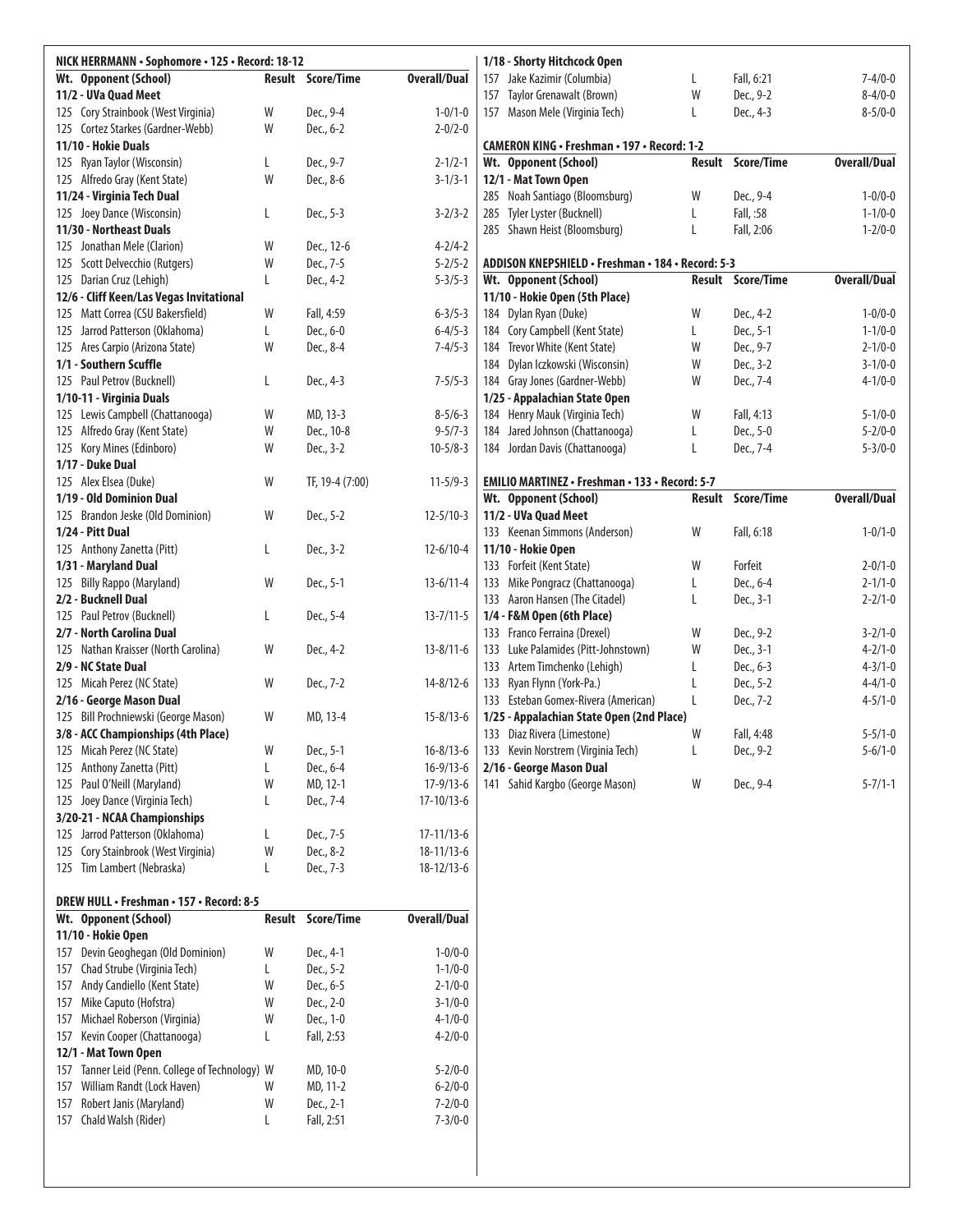## NICK HERRMANN • Sophomore • 125 • Record: 18-12

| Wt. | Opponent (School) | Result | Score/Time | Overall/Dual |
|---|---|---|---|---|
| **11/2 - UVa Quad Meet** | | | | |
| 125 | Cory Strainbook (West Virginia) | W | Dec., 9-4 | 1-0/1-0 |
| 125 | Cortez Starkes (Gardner-Webb) | W | Dec., 6-2 | 2-0/2-0 |
| **11/10 - Hokie Duals** | | | | |
| 125 | Ryan Taylor (Wisconsin) | L | Dec., 9-7 | 2-1/2-1 |
| 125 | Alfredo Gray (Kent State) | W | Dec., 8-6 | 3-1/3-1 |
| **11/24 - Virginia Tech Dual** | | | | |
| 125 | Joey Dance (Wisconsin) | L | Dec., 5-3 | 3-2/3-2 |
| **11/30 - Northeast Duals** | | | | |
| 125 | Jonathan Mele (Clarion) | W | Dec., 12-6 | 4-2/4-2 |
| 125 | Scott Delvecchio (Rutgers) | W | Dec., 7-5 | 5-2/5-2 |
| 125 | Darian Cruz (Lehigh) | L | Dec., 4-2 | 5-3/5-3 |
| **12/6 - Cliff Keen/Las Vegas Invitational** | | | | |
| 125 | Matt Correa (CSU Bakersfield) | W | Fall, 4:59 | 6-3/5-3 |
| 125 | Jarrod Patterson (Oklahoma) | L | Dec., 6-0 | 6-4/5-3 |
| 125 | Ares Carpio (Arizona State) | W | Dec., 8-4 | 7-4/5-3 |
| **1/1 - Southern Scuffle** | | | | |
| 125 | Paul Petrov (Bucknell) | L | Dec., 4-3 | 7-5/5-3 |
| **1/10-11 - Virginia Duals** | | | | |
| 125 | Lewis Campbell (Chattanooga) | W | MD, 13-3 | 8-5/6-3 |
| 125 | Alfredo Gray (Kent State) | W | Dec., 10-8 | 9-5/7-3 |
| 125 | Kory Mines (Edinboro) | W | Dec., 3-2 | 10-5/8-3 |
| **1/17 - Duke Dual** | | | | |
| 125 | Alex Elsea (Duke) | W | TF, 19-4 (7:00) | 11-5/9-3 |
| **1/19 - Old Dominion Dual** | | | | |
| 125 | Brandon Jeske (Old Dominion) | W | Dec., 5-2 | 12-5/10-3 |
| **1/24 - Pitt Dual** | | | | |
| 125 | Anthony Zanetta (Pitt) | L | Dec., 3-2 | 12-6/10-4 |
| **1/31 - Maryland Dual** | | | | |
| 125 | Billy Rappo (Maryland) | W | Dec., 5-1 | 13-6/11-4 |
| **2/2 - Bucknell Dual** | | | | |
| 125 | Paul Petrov (Bucknell) | L | Dec., 5-4 | 13-7/11-5 |
| **2/7 - North Carolina Dual** | | | | |
| 125 | Nathan Kraisser (North Carolina) | W | Dec., 4-2 | 13-8/11-6 |
| **2/9 - NC State Dual** | | | | |
| 125 | Micah Perez (NC State) | W | Dec., 7-2 | 14-8/12-6 |
| **2/16 - George Mason Dual** | | | | |
| 125 | Bill Prochniewski (George Mason) | W | MD, 13-4 | 15-8/13-6 |
| **3/8 - ACC Championships (4th Place)** | | | | |
| 125 | Micah Perez (NC State) | W | Dec., 5-1 | 16-8/13-6 |
| 125 | Anthony Zanetta (Pitt) | L | Dec., 6-4 | 16-9/13-6 |
| 125 | Paul O'Neill (Maryland) | W | MD, 12-1 | 17-9/13-6 |
| 125 | Joey Dance (Virginia Tech) | L | Dec., 7-4 | 17-10/13-6 |
| **3/20-21 - NCAA Championships** | | | | |
| 125 | Jarrod Patterson (Oklahoma) | L | Dec., 7-5 | 17-11/13-6 |
| 125 | Cory Stainbrook (West Virginia) | W | Dec., 8-2 | 18-11/13-6 |
| 125 | Tim Lambert (Nebraska) | L | Dec., 7-3 | 18-12/13-6 |

## DREW HULL • Freshman • 157 • Record: 8-5

| Wt. | Opponent (School) | Result | Score/Time | Overall/Dual |
|---|---|---|---|---|
| **11/10 - Hokie Open** | | | | |
| 157 | Devin Geoghegan (Old Dominion) | W | Dec., 4-1 | 1-0/0-0 |
| 157 | Chad Strube (Virginia Tech) | L | Dec., 5-2 | 1-1/0-0 |
| 157 | Andy Candiello (Kent State) | W | Dec., 6-5 | 2-1/0-0 |
| 157 | Mike Caputo (Hofstra) | W | Dec., 2-0 | 3-1/0-0 |
| 157 | Michael Roberson (Virginia) | W | Dec., 1-0 | 4-1/0-0 |
| 157 | Kevin Cooper (Chattanooga) | L | Fall, 2:53 | 4-2/0-0 |
| **12/1 - Mat Town Open** | | | | |
| 157 | Tanner Leid (Penn. College of Technology) | W | MD, 10-0 | 5-2/0-0 |
| 157 | William Randt (Lock Haven) | W | MD, 11-2 | 6-2/0-0 |
| 157 | Robert Janis (Maryland) | W | Dec., 2-1 | 7-2/0-0 |
| 157 | Chald Walsh (Rider) | L | Fall, 2:51 | 7-3/0-0 |
| **1/18 - Shorty Hitchcock Open** | | | | |
| 157 | Jake Kazimir (Columbia) | L | Fall, 6:21 | 7-4/0-0 |
| 157 | Taylor Grenawalt (Brown) | W | Dec., 9-2 | 8-4/0-0 |
| 157 | Mason Mele (Virginia Tech) | L | Dec., 4-3 | 8-5/0-0 |

## CAMERON KING • Freshman • 197 • Record: 1-2

| Wt. | Opponent (School) | Result | Score/Time | Overall/Dual |
|---|---|---|---|---|
| **12/1 - Mat Town Open** | | | | |
| 285 | Noah Santiago (Bloomsburg) | W | Dec., 9-4 | 1-0/0-0 |
| 285 | Tyler Lyster (Bucknell) | L | Fall, :58 | 1-1/0-0 |
| 285 | Shawn Heist (Bloomsburg) | L | Fall, 2:06 | 1-2/0-0 |

## ADDISON KNEPSHIELD • Freshman • 184 • Record: 5-3

| Wt. | Opponent (School) | Result | Score/Time | Overall/Dual |
|---|---|---|---|---|
| **11/10 - Hokie Open (5th Place)** | | | | |
| 184 | Dylan Ryan (Duke) | W | Dec., 4-2 | 1-0/0-0 |
| 184 | Cory Campbell (Kent State) | L | Dec., 5-1 | 1-1/0-0 |
| 184 | Trevor White (Kent State) | W | Dec., 9-7 | 2-1/0-0 |
| 184 | Dylan Iczkowski (Wisconsin) | W | Dec., 3-2 | 3-1/0-0 |
| 184 | Gray Jones (Gardner-Webb) | W | Dec., 7-4 | 4-1/0-0 |
| **1/25 - Appalachian State Open** | | | | |
| 184 | Henry Mauk (Virginia Tech) | W | Fall, 4:13 | 5-1/0-0 |
| 184 | Jared Johnson (Chattanooga) | L | Dec., 5-0 | 5-2/0-0 |
| 184 | Jordan Davis (Chattanooga) | L | Dec., 7-4 | 5-3/0-0 |

## EMILIO MARTINEZ • Freshman • 133 • Record: 5-7

| Wt. | Opponent (School) | Result | Score/Time | Overall/Dual |
|---|---|---|---|---|
| **11/2 - UVa Quad Meet** | | | | |
| 133 | Keenan Simmons (Anderson) | W | Fall, 6:18 | 1-0/1-0 |
| **11/10 - Hokie Open** | | | | |
| 133 | Forfeit (Kent State) | W | Forfeit | 2-0/1-0 |
| 133 | Mike Pongracz (Chattanooga) | L | Dec., 6-4 | 2-1/1-0 |
| 133 | Aaron Hansen (The Citadel) | L | Dec., 3-1 | 2-2/1-0 |
| **1/4 - F&M Open (6th Place)** | | | | |
| 133 | Franco Ferraina (Drexel) | W | Dec., 9-2 | 3-2/1-0 |
| 133 | Luke Palamides (Pitt-Johnstown) | W | Dec., 3-1 | 4-2/1-0 |
| 133 | Artem Timchenko (Lehigh) | L | Dec., 6-3 | 4-3/1-0 |
| 133 | Ryan Flynn (York-Pa.) | L | Dec., 5-2 | 4-4/1-0 |
| 133 | Esteban Gomex-Rivera (American) | L | Dec., 7-2 | 4-5/1-0 |
| **1/25 - Appalachian State Open (2nd Place)** | | | | |
| 133 | Diaz Rivera (Limestone) | W | Fall, 4:48 | 5-5/1-0 |
| 133 | Kevin Norstrem (Virginia Tech) | L | Dec., 9-2 | 5-6/1-0 |
| **2/16 - George Mason Dual** | | | | |
| 141 | Sahid Kargbo (George Mason) | W | Dec., 9-4 | 5-7/1-1 |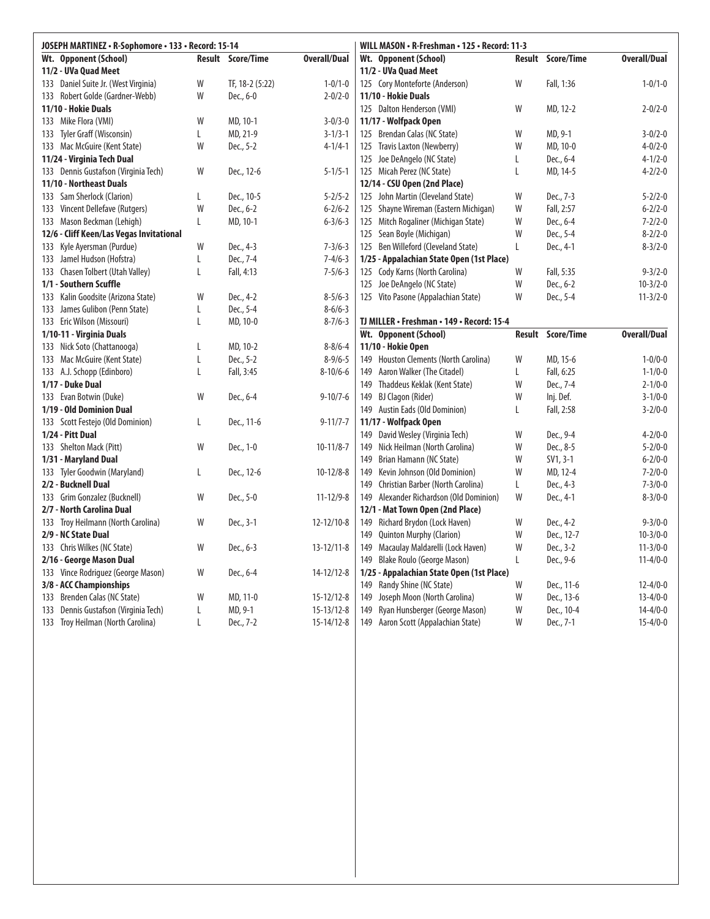## JOSEPH MARTINEZ • R-Sophomore • 133 • Record: 15-14

| Wt. | Opponent (School) | Result | Score/Time | Overall/Dual |
|---|---|---|---|---|
| **11/2 - UVa Quad Meet** | | | | |
| 133 | Daniel Suite Jr. (West Virginia) | W | TF, 18-2 (5:22) | 1-0/1-0 |
| 133 | Robert Golde (Gardner-Webb) | W | Dec., 6-0 | 2-0/2-0 |
| **11/10 - Hokie Duals** | | | | |
| 133 | Mike Flora (VMI) | W | MD, 10-1 | 3-0/3-0 |
| 133 | Tyler Graff (Wisconsin) | L | MD, 21-9 | 3-1/3-1 |
| 133 | Mac McGuire (Kent State) | W | Dec., 5-2 | 4-1/4-1 |
| **11/24 - Virginia Tech Dual** | | | | |
| 133 | Dennis Gustafson (Virginia Tech) | W | Dec., 12-6 | 5-1/5-1 |
| **11/10 - Northeast Duals** | | | | |
| 133 | Sam Sherlock (Clarion) | L | Dec., 10-5 | 5-2/5-2 |
| 133 | Vincent Dellefave (Rutgers) | W | Dec., 6-2 | 6-2/6-2 |
| 133 | Mason Beckman (Lehigh) | L | MD, 10-1 | 6-3/6-3 |
| **12/6 - Cliff Keen/Las Vegas Invitational** | | | | |
| 133 | Kyle Ayersman (Purdue) | W | Dec., 4-3 | 7-3/6-3 |
| 133 | Jamel Hudson (Hofstra) | L | Dec., 7-4 | 7-4/6-3 |
| 133 | Chasen Tolbert (Utah Valley) | L | Fall, 4:13 | 7-5/6-3 |
| **1/1 - Southern Scuffle** | | | | |
| 133 | Kalin Goodsite (Arizona State) | W | Dec., 4-2 | 8-5/6-3 |
| 133 | James Gulibon (Penn State) | L | Dec., 5-4 | 8-6/6-3 |
| 133 | Eric Wilson (Missouri) | L | MD, 10-0 | 8-7/6-3 |
| **1/10-11 - Virginia Duals** | | | | |
| 133 | Nick Soto (Chattanooga) | L | MD, 10-2 | 8-8/6-4 |
| 133 | Mac McGuire (Kent State) | L | Dec., 5-2 | 8-9/6-5 |
| 133 | A.J. Schopp (Edinboro) | L | Fall, 3:45 | 8-10/6-6 |
| **1/17 - Duke Dual** | | | | |
| 133 | Evan Botwin (Duke) | W | Dec., 6-4 | 9-10/7-6 |
| **1/19 - Old Dominion Dual** | | | | |
| 133 | Scott Festejo (Old Dominion) | L | Dec., 11-6 | 9-11/7-7 |
| **1/24 - Pitt Dual** | | | | |
| 133 | Shelton Mack (Pitt) | W | Dec., 1-0 | 10-11/8-7 |
| **1/31 - Maryland Dual** | | | | |
| 133 | Tyler Goodwin (Maryland) | L | Dec., 12-6 | 10-12/8-8 |
| **2/2 - Bucknell Dual** | | | | |
| 133 | Grim Gonzalez (Bucknell) | W | Dec., 5-0 | 11-12/9-8 |
| **2/7 - North Carolina Dual** | | | | |
| 133 | Troy Heilmann (North Carolina) | W | Dec., 3-1 | 12-12/10-8 |
| **2/9 - NC State Dual** | | | | |
| 133 | Chris Wilkes (NC State) | W | Dec., 6-3 | 13-12/11-8 |
| **2/16 - George Mason Dual** | | | | |
| 133 | Vince Rodriguez (George Mason) | W | Dec., 6-4 | 14-12/12-8 |
| **3/8 - ACC Championships** | | | | |
| 133 | Brenden Calas (NC State) | W | MD, 11-0 | 15-12/12-8 |
| 133 | Dennis Gustafson (Virginia Tech) | L | MD, 9-1 | 15-13/12-8 |
| 133 | Troy Heilman (North Carolina) | L | Dec., 7-2 | 15-14/12-8 |

## WILL MASON • R-Freshman • 125 • Record: 11-3

| Wt. | Opponent (School) | Result | Score/Time | Overall/Dual |
|---|---|---|---|---|
| **11/2 - UVa Quad Meet** | | | | |
| 125 | Cory Monteforte (Anderson) | W | Fall, 1:36 | 1-0/1-0 |
| **11/10 - Hokie Duals** | | | | |
| 125 | Dalton Henderson (VMI) | W | MD, 12-2 | 2-0/2-0 |
| **11/17 - Wolfpack Open** | | | | |
| 125 | Brendan Calas (NC State) | W | MD, 9-1 | 3-0/2-0 |
| 125 | Travis Laxton (Newberry) | W | MD, 10-0 | 4-0/2-0 |
| 125 | Joe DeAngelo (NC State) | L | Dec., 6-4 | 4-1/2-0 |
| 125 | Micah Perez (NC State) | L | MD, 14-5 | 4-2/2-0 |
| **12/14 - CSU Open (2nd Place)** | | | | |
| 125 | John Martin (Cleveland State) | W | Dec., 7-3 | 5-2/2-0 |
| 125 | Shayne Wireman (Eastern Michigan) | W | Fall, 2:57 | 6-2/2-0 |
| 125 | Mitch Rogaliner (Michigan State) | W | Dec., 6-4 | 7-2/2-0 |
| 125 | Sean Boyle (Michigan) | W | Dec., 5-4 | 8-2/2-0 |
| 125 | Ben Willeford (Cleveland State) | L | Dec., 4-1 | 8-3/2-0 |
| **1/25 - Appalachian State Open (1st Place)** | | | | |
| 125 | Cody Karns (North Carolina) | W | Fall, 5:35 | 9-3/2-0 |
| 125 | Joe DeAngelo (NC State) | W | Dec., 6-2 | 10-3/2-0 |
| 125 | Vito Pasone (Appalachian State) | W | Dec., 5-4 | 11-3/2-0 |

## TJ MILLER • Freshman • 149 • Record: 15-4

| Wt. | Opponent (School) | Result | Score/Time | Overall/Dual |
|---|---|---|---|---|
| **11/10 - Hokie Open** | | | | |
| 149 | Houston Clements (North Carolina) | W | MD, 15-6 | 1-0/0-0 |
| 149 | Aaron Walker (The Citadel) | L | Fall, 6:25 | 1-1/0-0 |
| 149 | Thaddeus Keklak (Kent State) | W | Dec., 7-4 | 2-1/0-0 |
| 149 | BJ Clagon (Rider) | W | Inj. Def. | 3-1/0-0 |
| 149 | Austin Eads (Old Dominion) | L | Fall, 2:58 | 3-2/0-0 |
| **11/17 - Wolfpack Open** | | | | |
| 149 | David Wesley (Virginia Tech) | W | Dec., 9-4 | 4-2/0-0 |
| 149 | Nick Heilman (North Carolina) | W | Dec., 8-5 | 5-2/0-0 |
| 149 | Brian Hamann (NC State) | W | SV1, 3-1 | 6-2/0-0 |
| 149 | Kevin Johnson (Old Dominion) | W | MD, 12-4 | 7-2/0-0 |
| 149 | Christian Barber (North Carolina) | L | Dec., 4-3 | 7-3/0-0 |
| 149 | Alexander Richardson (Old Dominion) | W | Dec., 4-1 | 8-3/0-0 |
| **12/1 - Mat Town Open (2nd Place)** | | | | |
| 149 | Richard Brydon (Lock Haven) | W | Dec., 4-2 | 9-3/0-0 |
| 149 | Quinton Murphy (Clarion) | W | Dec., 12-7 | 10-3/0-0 |
| 149 | Macaulay Maldarelli (Lock Haven) | W | Dec., 3-2 | 11-3/0-0 |
| 149 | Blake Roulo (George Mason) | L | Dec., 9-6 | 11-4/0-0 |
| **1/25 - Appalachian State Open (1st Place)** | | | | |
| 149 | Randy Shine (NC State) | W | Dec., 11-6 | 12-4/0-0 |
| 149 | Joseph Moon (North Carolina) | W | Dec., 13-6 | 13-4/0-0 |
| 149 | Ryan Hunsberger (George Mason) | W | Dec., 10-4 | 14-4/0-0 |
| 149 | Aaron Scott (Appalachian State) | W | Dec., 7-1 | 15-4/0-0 |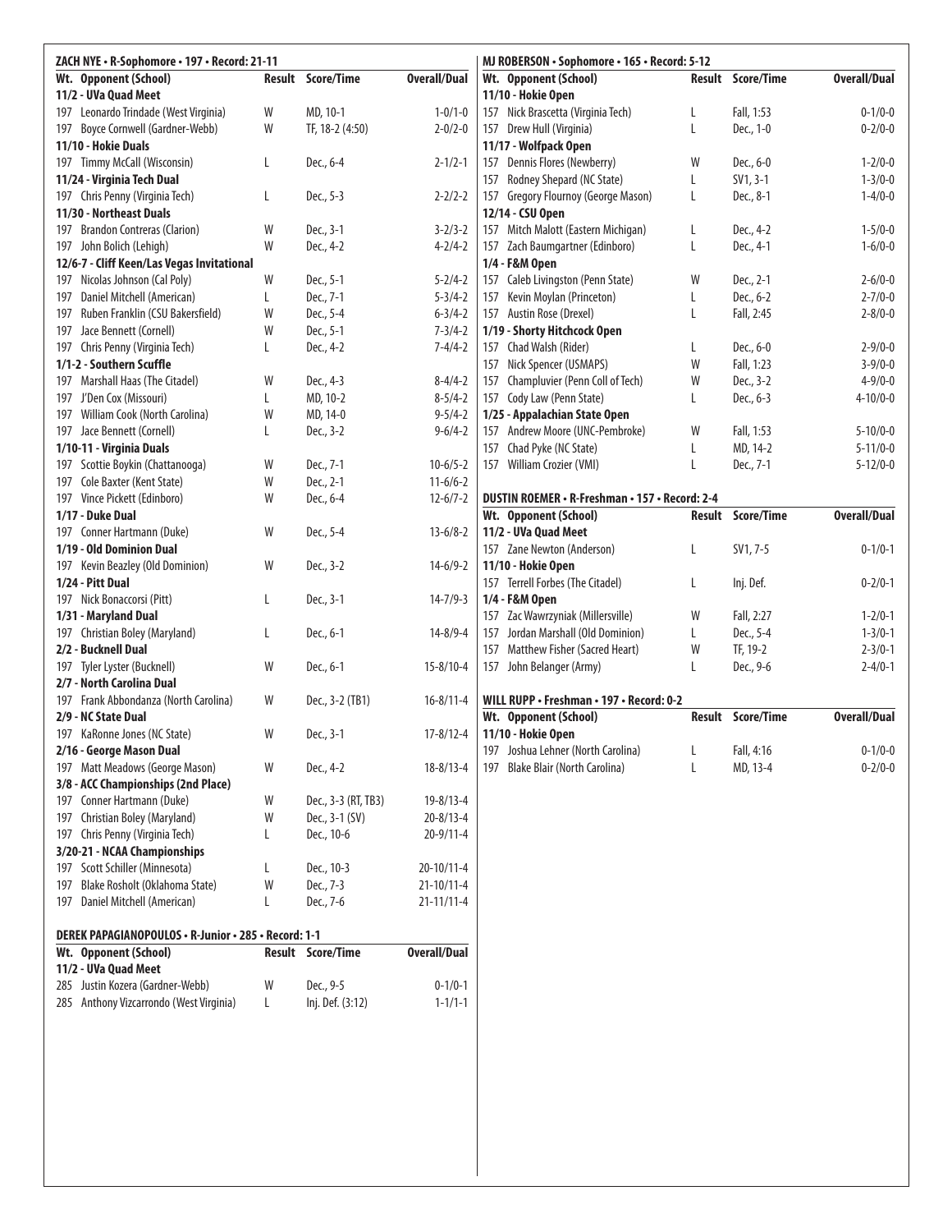### ZACH NYE • R-Sophomore • 197 • Record: 21-11

| Wt. | Opponent (School) | Result | Score/Time | Overall/Dual |
|---|---|---|---|---|
| **11/2 - UVa Quad Meet** | | | | |
| 197 | Leonardo Trindade (West Virginia) | W | MD, 10-1 | 1-0/1-0 |
| 197 | Boyce Cornwell (Gardner-Webb) | W | TF, 18-2 (4:50) | 2-0/2-0 |
| **11/10 - Hokie Duals** | | | | |
| 197 | Timmy McCall (Wisconsin) | L | Dec., 6-4 | 2-1/2-1 |
| **11/24 - Virginia Tech Dual** | | | | |
| 197 | Chris Penny (Virginia Tech) | L | Dec., 5-3 | 2-2/2-2 |
| **11/30 - Northeast Duals** | | | | |
| 197 | Brandon Contreras (Clarion) | W | Dec., 3-1 | 3-2/3-2 |
| 197 | John Bolich (Lehigh) | W | Dec., 4-2 | 4-2/4-2 |
| **12/6-7 - Cliff Keen/Las Vegas Invitational** | | | | |
| 197 | Nicolas Johnson (Cal Poly) | W | Dec., 5-1 | 5-2/4-2 |
| 197 | Daniel Mitchell (American) | L | Dec., 7-1 | 5-3/4-2 |
| 197 | Ruben Franklin (CSU Bakersfield) | W | Dec., 5-4 | 6-3/4-2 |
| 197 | Jace Bennett (Cornell) | W | Dec., 5-1 | 7-3/4-2 |
| 197 | Chris Penny (Virginia Tech) | L | Dec., 4-2 | 7-4/4-2 |
| **1/1-2 - Southern Scuffle** | | | | |
| 197 | Marshall Haas (The Citadel) | W | Dec., 4-3 | 8-4/4-2 |
| 197 | J'Den Cox (Missouri) | L | MD, 10-2 | 8-5/4-2 |
| 197 | William Cook (North Carolina) | W | MD, 14-0 | 9-5/4-2 |
| 197 | Jace Bennett (Cornell) | L | Dec., 3-2 | 9-6/4-2 |
| **1/10-11 - Virginia Duals** | | | | |
| 197 | Scottie Boykin (Chattanooga) | W | Dec., 7-1 | 10-6/5-2 |
| 197 | Cole Baxter (Kent State) | W | Dec., 2-1 | 11-6/6-2 |
| 197 | Vince Pickett (Edinboro) | W | Dec., 6-4 | 12-6/7-2 |
| **1/17 - Duke Dual** | | | | |
| 197 | Conner Hartmann (Duke) | W | Dec., 5-4 | 13-6/8-2 |
| **1/19 - Old Dominion Dual** | | | | |
| 197 | Kevin Beazley (Old Dominion) | W | Dec., 3-2 | 14-6/9-2 |
| **1/24 - Pitt Dual** | | | | |
| 197 | Nick Bonaccorsi (Pitt) | L | Dec., 3-1 | 14-7/9-3 |
| **1/31 - Maryland Dual** | | | | |
| 197 | Christian Boley (Maryland) | L | Dec., 6-1 | 14-8/9-4 |
| **2/2 - Bucknell Dual** | | | | |
| 197 | Tyler Lyster (Bucknell) | W | Dec., 6-1 | 15-8/10-4 |
| **2/7 - North Carolina Dual** | | | | |
| 197 | Frank Abbondanza (North Carolina) | W | Dec., 3-2 (TB1) | 16-8/11-4 |
| **2/9 - NC State Dual** | | | | |
| 197 | KaRonne Jones (NC State) | W | Dec., 3-1 | 17-8/12-4 |
| **2/16 - George Mason Dual** | | | | |
| 197 | Matt Meadows (George Mason) | W | Dec., 4-2 | 18-8/13-4 |
| **3/8 - ACC Championships (2nd Place)** | | | | |
| 197 | Conner Hartmann (Duke) | W | Dec., 3-3 (RT, TB3) | 19-8/13-4 |
| 197 | Christian Boley (Maryland) | W | Dec., 3-1 (SV) | 20-8/13-4 |
| 197 | Chris Penny (Virginia Tech) | L | Dec., 10-6 | 20-9/11-4 |
| **3/20-21 - NCAA Championships** | | | | |
| 197 | Scott Schiller (Minnesota) | L | Dec., 10-3 | 20-10/11-4 |
| 197 | Blake Rosholt (Oklahoma State) | W | Dec., 7-3 | 21-10/11-4 |
| 197 | Daniel Mitchell (American) | L | Dec., 7-6 | 21-11/11-4 |

### DEREK PAPAGIANOPOULOS • R-Junior • 285 • Record: 1-1

| Wt. | Opponent (School) | Result | Score/Time | Overall/Dual |
|---|---|---|---|---|
| **11/2 - UVa Quad Meet** | | | | |
| 285 | Justin Kozera (Gardner-Webb) | W | Dec., 9-5 | 0-1/0-1 |
| 285 | Anthony Vizcarrondo (West Virginia) | L | Inj. Def. (3:12) | 1-1/1-1 |

### MJ ROBERSON • Sophomore • 165 • Record: 5-12

| Wt. | Opponent (School) | Result | Score/Time | Overall/Dual |
|---|---|---|---|---|
| **11/10 - Hokie Open** | | | | |
| 157 | Nick Brascetta (Virginia Tech) | L | Fall, 1:53 | 0-1/0-0 |
| 157 | Drew Hull (Virginia) | L | Dec., 1-0 | 0-2/0-0 |
| **11/17 - Wolfpack Open** | | | | |
| 157 | Dennis Flores (Newberry) | W | Dec., 6-0 | 1-2/0-0 |
| 157 | Rodney Shepard (NC State) | L | SV1, 3-1 | 1-3/0-0 |
| 157 | Gregory Flournoy (George Mason) | L | Dec., 8-1 | 1-4/0-0 |
| **12/14 - CSU Open** | | | | |
| 157 | Mitch Malott (Eastern Michigan) | L | Dec., 4-2 | 1-5/0-0 |
| 157 | Zach Baumgartner (Edinboro) | L | Dec., 4-1 | 1-6/0-0 |
| **1/4 - F&M Open** | | | | |
| 157 | Caleb Livingston (Penn State) | W | Dec., 2-1 | 2-6/0-0 |
| 157 | Kevin Moylan (Princeton) | L | Dec., 6-2 | 2-7/0-0 |
| 157 | Austin Rose (Drexel) | L | Fall, 2:45 | 2-8/0-0 |
| **1/19 - Shorty Hitchcock Open** | | | | |
| 157 | Chad Walsh (Rider) | L | Dec., 6-0 | 2-9/0-0 |
| 157 | Nick Spencer (USMAPS) | W | Fall, 1:23 | 3-9/0-0 |
| 157 | Champluvier (Penn Coll of Tech) | W | Dec., 3-2 | 4-9/0-0 |
| 157 | Cody Law (Penn State) | L | Dec., 6-3 | 4-10/0-0 |
| **1/25 - Appalachian State Open** | | | | |
| 157 | Andrew Moore (UNC-Pembroke) | W | Fall, 1:53 | 5-10/0-0 |
| 157 | Chad Pyke (NC State) | L | MD, 14-2 | 5-11/0-0 |
| 157 | William Crozier (VMI) | L | Dec., 7-1 | 5-12/0-0 |

### DUSTIN ROEMER • R-Freshman • 157 • Record: 2-4

| Wt. | Opponent (School) | Result | Score/Time | Overall/Dual |
|---|---|---|---|---|
| **11/2 - UVa Quad Meet** | | | | |
| 157 | Zane Newton (Anderson) | L | SV1, 7-5 | 0-1/0-1 |
| **11/10 - Hokie Open** | | | | |
| 157 | Terrell Forbes (The Citadel) | L | Inj. Def. | 0-2/0-1 |
| **1/4 - F&M Open** | | | | |
| 157 | Zac Wawrzyniak (Millersville) | W | Fall, 2:27 | 1-2/0-1 |
| 157 | Jordan Marshall (Old Dominion) | L | Dec., 5-4 | 1-3/0-1 |
| 157 | Matthew Fisher (Sacred Heart) | W | TF, 19-2 | 2-3/0-1 |
| 157 | John Belanger (Army) | L | Dec., 9-6 | 2-4/0-1 |

### WILL RUPP • Freshman • 197 • Record: 0-2

| Wt. | Opponent (School) | Result | Score/Time | Overall/Dual |
|---|---|---|---|---|
| **11/10 - Hokie Open** | | | | |
| 197 | Joshua Lehner (North Carolina) | L | Fall, 4:16 | 0-1/0-0 |
| 197 | Blake Blair (North Carolina) | L | MD, 13-4 | 0-2/0-0 |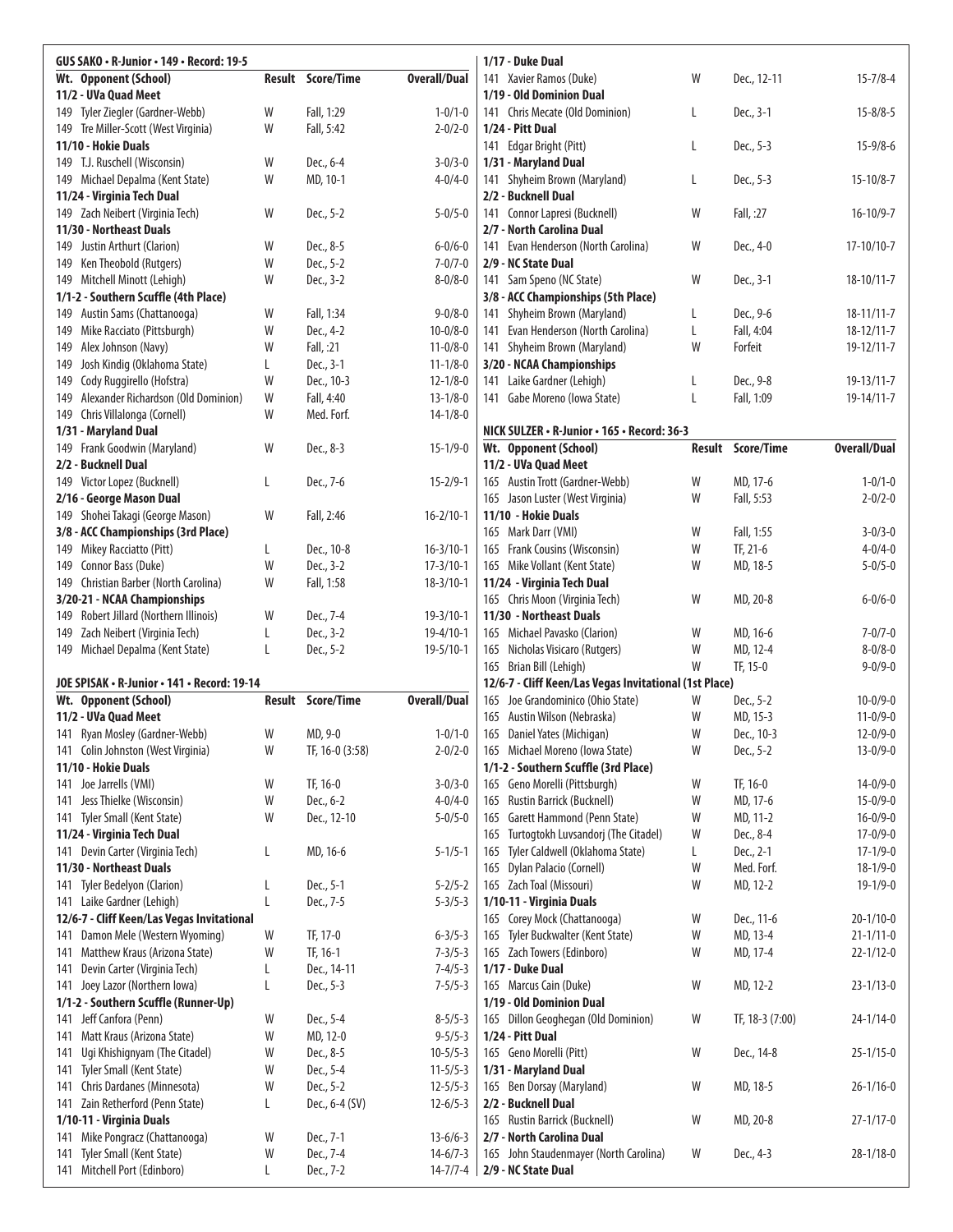## GUS SAKO • R-Junior • 149 • Record: 19-5

| Wt. | Opponent (School) | Result | Score/Time | Overall/Dual |
|---|---|---|---|---|
| **11/2 - UVa Quad Meet** | | | | |
| 149 | Tyler Ziegler (Gardner-Webb) | W | Fall, 1:29 | 1-0/1-0 |
| 149 | Tre Miller-Scott (West Virginia) | W | Fall, 5:42 | 2-0/2-0 |
| **11/10 - Hokie Duals** | | | | |
| 149 | T.J. Ruschell (Wisconsin) | W | Dec., 6-4 | 3-0/3-0 |
| 149 | Michael Depalma (Kent State) | W | MD, 10-1 | 4-0/4-0 |
| **11/24 - Virginia Tech Dual** | | | | |
| 149 | Zach Neibert (Virginia Tech) | W | Dec., 5-2 | 5-0/5-0 |
| **11/30 - Northeast Duals** | | | | |
| 149 | Justin Arthurt (Clarion) | W | Dec., 8-5 | 6-0/6-0 |
| 149 | Ken Theobold (Rutgers) | W | Dec., 5-2 | 7-0/7-0 |
| 149 | Mitchell Minott (Lehigh) | W | Dec., 3-2 | 8-0/8-0 |
| **1/1-2 - Southern Scuffle (4th Place)** | | | | |
| 149 | Austin Sams (Chattanooga) | W | Fall, 1:34 | 9-0/8-0 |
| 149 | Mike Racciato (Pittsburgh) | W | Dec., 4-2 | 10-0/8-0 |
| 149 | Alex Johnson (Navy) | W | Fall, :21 | 11-0/8-0 |
| 149 | Josh Kindig (Oklahoma State) | L | Dec., 3-1 | 11-1/8-0 |
| 149 | Cody Ruggirello (Hofstra) | W | Dec., 10-3 | 12-1/8-0 |
| 149 | Alexander Richardson (Old Dominion) | W | Fall, 4:40 | 13-1/8-0 |
| 149 | Chris Villalonga (Cornell) | W | Med. Forf. | 14-1/8-0 |
| **1/31 - Maryland Dual** | | | | |
| 149 | Frank Goodwin (Maryland) | W | Dec., 8-3 | 15-1/9-0 |
| **2/2 - Bucknell Dual** | | | | |
| 149 | Victor Lopez (Bucknell) | L | Dec., 7-6 | 15-2/9-1 |
| **2/16 - George Mason Dual** | | | | |
| 149 | Shohei Takagi (George Mason) | W | Fall, 2:46 | 16-2/10-1 |
| **3/8 - ACC Championships (3rd Place)** | | | | |
| 149 | Mikey Racciatto (Pitt) | L | Dec., 10-8 | 16-3/10-1 |
| 149 | Connor Bass (Duke) | W | Dec., 3-2 | 17-3/10-1 |
| 149 | Christian Barber (North Carolina) | W | Fall, 1:58 | 18-3/10-1 |
| **3/20-21 - NCAA Championships** | | | | |
| 149 | Robert Jillard (Northern Illinois) | W | Dec., 7-4 | 19-3/10-1 |
| 149 | Zach Neibert (Virginia Tech) | L | Dec., 3-2 | 19-4/10-1 |
| 149 | Michael Depalma (Kent State) | L | Dec., 5-2 | 19-5/10-1 |

## JOE SPISAK • R-Junior • 141 • Record: 19-14

| Wt. | Opponent (School) | Result | Score/Time | Overall/Dual |
|---|---|---|---|---|
| **11/2 - UVa Quad Meet** | | | | |
| 141 | Ryan Mosley (Gardner-Webb) | W | MD, 9-0 | 1-0/1-0 |
| 141 | Colin Johnston (West Virginia) | W | TF, 16-0 (3:58) | 2-0/2-0 |
| **11/10 - Hokie Duals** | | | | |
| 141 | Joe Jarrells (VMI) | W | TF, 16-0 | 3-0/3-0 |
| 141 | Jess Thielke (Wisconsin) | W | Dec., 6-2 | 4-0/4-0 |
| 141 | Tyler Small (Kent State) | W | Dec., 12-10 | 5-0/5-0 |
| **11/24 - Virginia Tech Dual** | | | | |
| 141 | Devin Carter (Virginia Tech) | L | MD, 16-6 | 5-1/5-1 |
| **11/30 - Northeast Duals** | | | | |
| 141 | Tyler Bedelyon (Clarion) | L | Dec., 5-1 | 5-2/5-2 |
| 141 | Laike Gardner (Lehigh) | L | Dec., 7-5 | 5-3/5-3 |
| **12/6-7 - Cliff Keen/Las Vegas Invitational** | | | | |
| 141 | Damon Mele (Western Wyoming) | W | TF, 17-0 | 6-3/5-3 |
| 141 | Matthew Kraus (Arizona State) | W | TF, 16-1 | 7-3/5-3 |
| 141 | Devin Carter (Virginia Tech) | L | Dec., 14-11 | 7-4/5-3 |
| 141 | Joey Lazor (Northern Iowa) | L | Dec., 5-3 | 7-5/5-3 |
| **1/1-2 - Southern Scuffle (Runner-Up)** | | | | |
| 141 | Jeff Canfora (Penn) | W | Dec., 5-4 | 8-5/5-3 |
| 141 | Matt Kraus (Arizona State) | W | MD, 12-0 | 9-5/5-3 |
| 141 | Ugi Khishignyam (The Citadel) | W | Dec., 8-5 | 10-5/5-3 |
| 141 | Tyler Small (Kent State) | W | Dec., 5-4 | 11-5/5-3 |
| 141 | Chris Dardanes (Minnesota) | W | Dec., 5-2 | 12-5/5-3 |
| 141 | Zain Retherford (Penn State) | L | Dec., 6-4 (SV) | 12-6/5-3 |
| **1/10-11 - Virginia Duals** | | | | |
| 141 | Mike Pongracz (Chattanooga) | W | Dec., 7-1 | 13-6/6-3 |
| 141 | Tyler Small (Kent State) | W | Dec., 7-4 | 14-6/7-3 |
| 141 | Mitchell Port (Edinboro) | L | Dec., 7-2 | 14-7/7-4 |
| **1/17 - Duke Dual** | | | | |
| 141 | Xavier Ramos (Duke) | W | Dec., 12-11 | 15-7/8-4 |
| **1/19 - Old Dominion Dual** | | | | |
| 141 | Chris Mecate (Old Dominion) | L | Dec., 3-1 | 15-8/8-5 |
| **1/24 - Pitt Dual** | | | | |
| 141 | Edgar Bright (Pitt) | L | Dec., 5-3 | 15-9/8-6 |
| **1/31 - Maryland Dual** | | | | |
| 141 | Shyheim Brown (Maryland) | L | Dec., 5-3 | 15-10/8-7 |
| **2/2 - Bucknell Dual** | | | | |
| 141 | Connor Lapresi (Bucknell) | W | Fall, :27 | 16-10/9-7 |
| **2/7 - North Carolina Dual** | | | | |
| 141 | Evan Henderson (North Carolina) | W | Dec., 4-0 | 17-10/10-7 |
| **2/9 - NC State Dual** | | | | |
| 141 | Sam Speno (NC State) | W | Dec., 3-1 | 18-10/11-7 |
| **3/8 - ACC Championships (5th Place)** | | | | |
| 141 | Shyheim Brown (Maryland) | L | Dec., 9-6 | 18-11/11-7 |
| 141 | Evan Henderson (North Carolina) | L | Fall, 4:04 | 18-12/11-7 |
| 141 | Shyheim Brown (Maryland) | W | Forfeit | 19-12/11-7 |
| **3/20 - NCAA Championships** | | | | |
| 141 | Laike Gardner (Lehigh) | L | Dec., 9-8 | 19-13/11-7 |
| 141 | Gabe Moreno (Iowa State) | L | Fall, 1:09 | 19-14/11-7 |

## NICK SULZER • R-Junior • 165 • Record: 36-3

| Wt. | Opponent (School) | Result | Score/Time | Overall/Dual |
|---|---|---|---|---|
| **11/2 - UVa Quad Meet** | | | | |
| 165 | Austin Trott (Gardner-Webb) | W | MD, 17-6 | 1-0/1-0 |
| 165 | Jason Luster (West Virginia) | W | Fall, 5:53 | 2-0/2-0 |
| **11/10 - Hokie Duals** | | | | |
| 165 | Mark Darr (VMI) | W | Fall, 1:55 | 3-0/3-0 |
| 165 | Frank Cousins (Wisconsin) | W | TF, 21-6 | 4-0/4-0 |
| 165 | Mike Vollant (Kent State) | W | MD, 18-5 | 5-0/5-0 |
| **11/24 - Virginia Tech Dual** | | | | |
| 165 | Chris Moon (Virginia Tech) | W | MD, 20-8 | 6-0/6-0 |
| **11/30 - Northeast Duals** | | | | |
| 165 | Michael Pavasko (Clarion) | W | MD, 16-6 | 7-0/7-0 |
| 165 | Nicholas Visicaro (Rutgers) | W | MD, 12-4 | 8-0/8-0 |
| 165 | Brian Bill (Lehigh) | W | TF, 15-0 | 9-0/9-0 |
| **12/6-7 - Cliff Keen/Las Vegas Invitational (1st Place)** | | | | |
| 165 | Joe Grandominico (Ohio State) | W | Dec., 5-2 | 10-0/9-0 |
| 165 | Austin Wilson (Nebraska) | W | MD, 15-3 | 11-0/9-0 |
| 165 | Daniel Yates (Michigan) | W | Dec., 10-3 | 12-0/9-0 |
| 165 | Michael Moreno (Iowa State) | W | Dec., 5-2 | 13-0/9-0 |
| **1/1-2 - Southern Scuffle (3rd Place)** | | | | |
| 165 | Geno Morelli (Pittsburgh) | W | TF, 16-0 | 14-0/9-0 |
| 165 | Rustin Barrick (Bucknell) | W | MD, 17-6 | 15-0/9-0 |
| 165 | Garett Hammond (Penn State) | W | MD, 11-2 | 16-0/9-0 |
| 165 | Turtogtokh Luvsandorj (The Citadel) | W | Dec., 8-4 | 17-0/9-0 |
| 165 | Tyler Caldwell (Oklahoma State) | L | Dec., 2-1 | 17-1/9-0 |
| 165 | Dylan Palacio (Cornell) | W | Med. Forf. | 18-1/9-0 |
| 165 | Zach Toal (Missouri) | W | MD, 12-2 | 19-1/9-0 |
| **1/10-11 - Virginia Duals** | | | | |
| 165 | Corey Mock (Chattanooga) | W | Dec., 11-6 | 20-1/10-0 |
| 165 | Tyler Buckwalter (Kent State) | W | MD, 13-4 | 21-1/11-0 |
| 165 | Zach Towers (Edinboro) | W | MD, 17-4 | 22-1/12-0 |
| **1/17 - Duke Dual** | | | | |
| 165 | Marcus Cain (Duke) | W | MD, 12-2 | 23-1/13-0 |
| **1/19 - Old Dominion Dual** | | | | |
| 165 | Dillon Geoghegan (Old Dominion) | W | TF, 18-3 (7:00) | 24-1/14-0 |
| **1/24 - Pitt Dual** | | | | |
| 165 | Geno Morelli (Pitt) | W | Dec., 14-8 | 25-1/15-0 |
| **1/31 - Maryland Dual** | | | | |
| 165 | Ben Dorsay (Maryland) | W | MD, 18-5 | 26-1/16-0 |
| **2/2 - Bucknell Dual** | | | | |
| 165 | Rustin Barrick (Bucknell) | W | MD, 20-8 | 27-1/17-0 |
| **2/7 - North Carolina Dual** | | | | |
| 165 | John Staudenmayer (North Carolina) | W | Dec., 4-3 | 28-1/18-0 |
| **2/9 - NC State Dual** | | | | |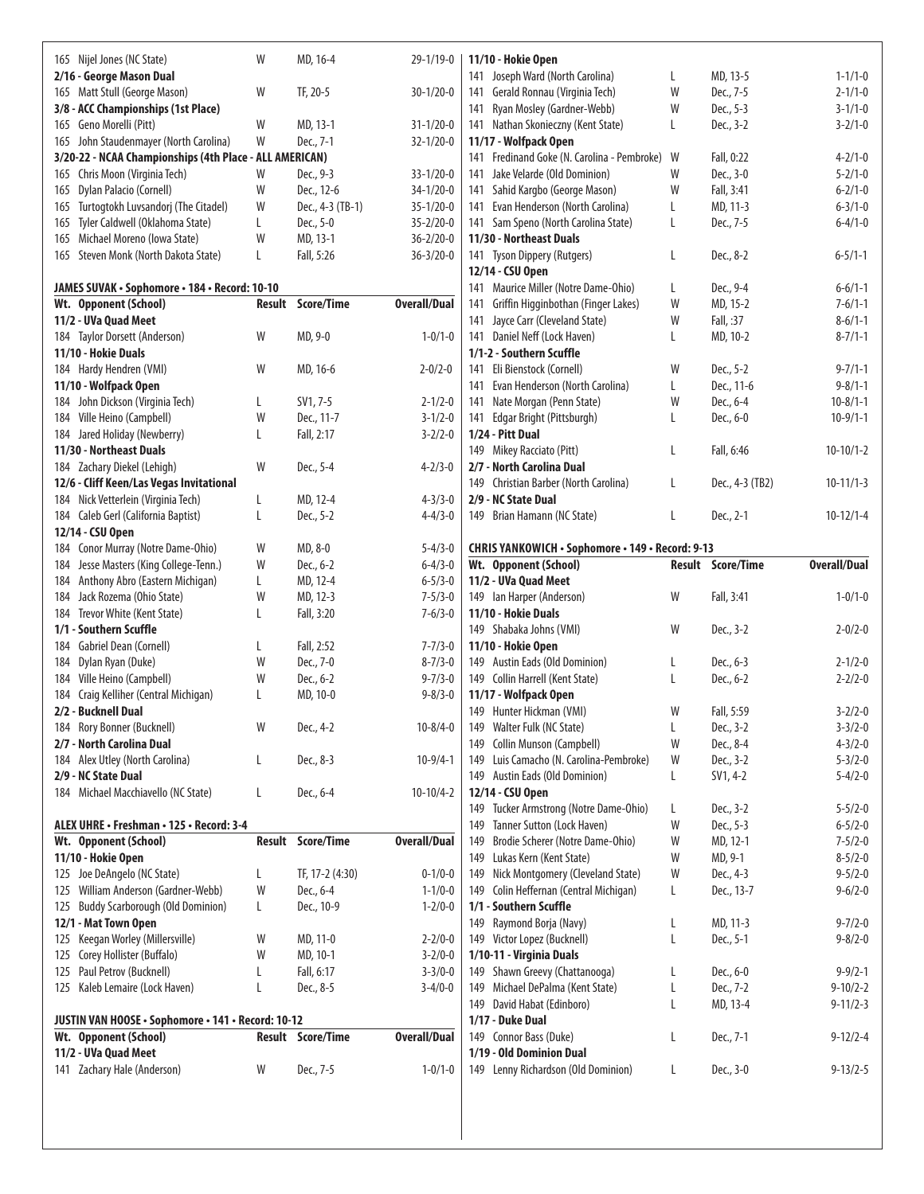| | | | |
|---|---|---|---|
| 165 Nijel Jones (NC State) | W | MD, 16-4 | 29-1/19-0 |
| **2/16 - George Mason Dual** | | | |
| 165 Matt Stull (George Mason) | W | TF, 20-5 | 30-1/20-0 |
| **3/8 - ACC Championships (1st Place)** | | | |
| 165 Geno Morelli (Pitt) | W | MD, 13-1 | 31-1/20-0 |
| 165 John Staudenmayer (North Carolina) | W | Dec., 7-1 | 32-1/20-0 |
| **3/20-22 - NCAA Championships (4th Place - ALL AMERICAN)** | | | |
| 165 Chris Moon (Virginia Tech) | W | Dec., 9-3 | 33-1/20-0 |
| 165 Dylan Palacio (Cornell) | W | Dec., 12-6 | 34-1/20-0 |
| 165 Turtogtokh Luvsandorj (The Citadel) | W | Dec., 4-3 (TB-1) | 35-1/20-0 |
| 165 Tyler Caldwell (Oklahoma State) | L | Dec., 5-0 | 35-2/20-0 |
| 165 Michael Moreno (Iowa State) | W | MD, 13-1 | 36-2/20-0 |
| 165 Steven Monk (North Dakota State) | L | Fall, 5:26 | 36-3/20-0 |

**JAMES SUVAK • Sophomore • 184 • Record: 10-10**

| Wt. Opponent (School) | Result | Score/Time | Overall/Dual |
|---|---|---|---|
| **11/2 - UVa Quad Meet** | | | |
| 184 Taylor Dorsett (Anderson) | W | MD, 9-0 | 1-0/1-0 |
| **11/10 - Hokie Duals** | | | |
| 184 Hardy Hendren (VMI) | W | MD, 16-6 | 2-0/2-0 |
| **11/10 - Wolfpack Open** | | | |
| 184 John Dickson (Virginia Tech) | L | SV1, 7-5 | 2-1/2-0 |
| 184 Ville Heino (Campbell) | W | Dec., 11-7 | 3-1/2-0 |
| 184 Jared Holiday (Newberry) | L | Fall, 2:17 | 3-2/2-0 |
| **11/30 - Northeast Duals** | | | |
| 184 Zachary Diekel (Lehigh) | W | Dec., 5-4 | 4-2/3-0 |
| **12/6 - Cliff Keen/Las Vegas Invitational** | | | |
| 184 Nick Vetterlein (Virginia Tech) | L | MD, 12-4 | 4-3/3-0 |
| 184 Caleb Gerl (California Baptist) | L | Dec., 5-2 | 4-4/3-0 |
| **12/14 - CSU Open** | | | |
| 184 Conor Murray (Notre Dame-Ohio) | W | MD, 8-0 | 5-4/3-0 |
| 184 Jesse Masters (King College-Tenn.) | W | Dec., 6-2 | 6-4/3-0 |
| 184 Anthony Abro (Eastern Michigan) | L | MD, 12-4 | 6-5/3-0 |
| 184 Jack Rozema (Ohio State) | W | MD, 12-3 | 7-5/3-0 |
| 184 Trevor White (Kent State) | L | Fall, 3:20 | 7-6/3-0 |
| **1/1 - Southern Scuffle** | | | |
| 184 Gabriel Dean (Cornell) | L | Fall, 2:52 | 7-7/3-0 |
| 184 Dylan Ryan (Duke) | W | Dec., 7-0 | 8-7/3-0 |
| 184 Ville Heino (Campbell) | W | Dec., 6-2 | 9-7/3-0 |
| 184 Craig Kelliher (Central Michigan) | L | MD, 10-0 | 9-8/3-0 |
| **2/2 - Bucknell Dual** | | | |
| 184 Rory Bonner (Bucknell) | W | Dec., 4-2 | 10-8/4-0 |
| **2/7 - North Carolina Dual** | | | |
| 184 Alex Utley (North Carolina) | L | Dec., 8-3 | 10-9/4-1 |
| **2/9 - NC State Dual** | | | |
| 184 Michael Macchiavello (NC State) | L | Dec., 6-4 | 10-10/4-2 |

**ALEX UHRE • Freshman • 125 • Record: 3-4**

| Wt. Opponent (School) | Result | Score/Time | Overall/Dual |
|---|---|---|---|
| **11/10 - Hokie Open** | | | |
| 125 Joe DeAngelo (NC State) | L | TF, 17-2 (4:30) | 0-1/0-0 |
| 125 William Anderson (Gardner-Webb) | W | Dec., 6-4 | 1-1/0-0 |
| 125 Buddy Scarborough (Old Dominion) | L | Dec., 10-9 | 1-2/0-0 |
| **12/1 - Mat Town Open** | | | |
| 125 Keegan Worley (Millersville) | W | MD, 11-0 | 2-2/0-0 |
| 125 Corey Hollister (Buffalo) | W | MD, 10-1 | 3-2/0-0 |
| 125 Paul Petrov (Bucknell) | L | Fall, 6:17 | 3-3/0-0 |
| 125 Kaleb Lemaire (Lock Haven) | L | Dec., 8-5 | 3-4/0-0 |

**JUSTIN VAN HOOSE • Sophomore • 141 • Record: 10-12**

| Wt. Opponent (School) | Result | Score/Time | Overall/Dual |
|---|---|---|---|
| **11/2 - UVa Quad Meet** | | | |
| 141 Zachary Hale (Anderson) | W | Dec., 7-5 | 1-0/1-0 |
| **11/10 - Hokie Open** | | | |
| 141 Joseph Ward (North Carolina) | L | MD, 13-5 | 1-1/1-0 |
| 141 Gerald Ronnau (Virginia Tech) | W | Dec., 7-5 | 2-1/1-0 |
| 141 Ryan Mosley (Gardner-Webb) | W | Dec., 5-3 | 3-1/1-0 |
| 141 Nathan Skonieczny (Kent State) | L | Dec., 3-2 | 3-2/1-0 |
| **11/17 - Wolfpack Open** | | | |
| 141 Fredinand Goke (N. Carolina - Pembroke) | W | Fall, 0:22 | 4-2/1-0 |
| 141 Jake Velarde (Old Dominion) | W | Dec., 3-0 | 5-2/1-0 |
| 141 Sahid Kargbo (George Mason) | W | Fall, 3:41 | 6-2/1-0 |
| 141 Evan Henderson (North Carolina) | L | MD, 11-3 | 6-3/1-0 |
| 141 Sam Speno (North Carolina State) | L | Dec., 7-5 | 6-4/1-0 |
| **11/30 - Northeast Duals** | | | |
| 141 Tyson Dippery (Rutgers) | L | Dec., 8-2 | 6-5/1-1 |
| **12/14 - CSU Open** | | | |
| 141 Maurice Miller (Notre Dame-Ohio) | L | Dec., 9-4 | 6-6/1-1 |
| 141 Griffin Higginbothan (Finger Lakes) | W | MD, 15-2 | 7-6/1-1 |
| 141 Jayce Carr (Cleveland State) | W | Fall, :37 | 8-6/1-1 |
| 141 Daniel Neff (Lock Haven) | L | MD, 10-2 | 8-7/1-1 |
| **1/1-2 - Southern Scuffle** | | | |
| 141 Eli Bienstock (Cornell) | W | Dec., 5-2 | 9-7/1-1 |
| 141 Evan Henderson (North Carolina) | L | Dec., 11-6 | 9-8/1-1 |
| 141 Nate Morgan (Penn State) | W | Dec., 6-4 | 10-8/1-1 |
| 141 Edgar Bright (Pittsburgh) | L | Dec., 6-0 | 10-9/1-1 |
| **1/24 - Pitt Dual** | | | |
| 149 Mikey Racciato (Pitt) | L | Fall, 6:46 | 10-10/1-2 |
| **2/7 - North Carolina Dual** | | | |
| 149 Christian Barber (North Carolina) | L | Dec., 4-3 (TB2) | 10-11/1-3 |
| **2/9 - NC State Dual** | | | |
| 149 Brian Hamann (NC State) | L | Dec., 2-1 | 10-12/1-4 |

**CHRIS YANKOWICH • Sophomore • 149 • Record: 9-13**

| Wt. Opponent (School) | Result | Score/Time | Overall/Dual |
|---|---|---|---|
| **11/2 - UVa Quad Meet** | | | |
| 149 Ian Harper (Anderson) | W | Fall, 3:41 | 1-0/1-0 |
| **11/10 - Hokie Duals** | | | |
| 149 Shabaka Johns (VMI) | W | Dec., 3-2 | 2-0/2-0 |
| **11/10 - Hokie Open** | | | |
| 149 Austin Eads (Old Dominion) | L | Dec., 6-3 | 2-1/2-0 |
| 149 Collin Harrell (Kent State) | L | Dec., 6-2 | 2-2/2-0 |
| **11/17 - Wolfpack Open** | | | |
| 149 Hunter Hickman (VMI) | W | Fall, 5:59 | 3-2/2-0 |
| 149 Walter Fulk (NC State) | L | Dec., 3-2 | 3-3/2-0 |
| 149 Collin Munson (Campbell) | W | Dec., 8-4 | 4-3/2-0 |
| 149 Luis Camacho (N. Carolina-Pembroke) | W | Dec., 3-2 | 5-3/2-0 |
| 149 Austin Eads (Old Dominion) | L | SV1, 4-2 | 5-4/2-0 |
| **12/14 - CSU Open** | | | |
| 149 Tucker Armstrong (Notre Dame-Ohio) | L | Dec., 3-2 | 5-5/2-0 |
| 149 Tanner Sutton (Lock Haven) | W | Dec., 5-3 | 6-5/2-0 |
| 149 Brodie Scherer (Notre Dame-Ohio) | W | MD, 12-1 | 7-5/2-0 |
| 149 Lukas Kern (Kent State) | W | MD, 9-1 | 8-5/2-0 |
| 149 Nick Montgomery (Cleveland State) | W | Dec., 4-3 | 9-5/2-0 |
| 149 Colin Heffernan (Central Michigan) | L | Dec., 13-7 | 9-6/2-0 |
| **1/1 - Southern Scuffle** | | | |
| 149 Raymond Borja (Navy) | L | MD, 11-3 | 9-7/2-0 |
| 149 Victor Lopez (Bucknell) | L | Dec., 5-1 | 9-8/2-0 |
| **1/10-11 - Virginia Duals** | | | |
| 149 Shawn Greevy (Chattanooga) | L | Dec., 6-0 | 9-9/2-1 |
| 149 Michael DePalma (Kent State) | L | Dec., 7-2 | 9-10/2-2 |
| 149 David Habat (Edinboro) | L | MD, 13-4 | 9-11/2-3 |
| **1/17 - Duke Dual** | | | |
| 149 Connor Bass (Duke) | L | Dec., 7-1 | 9-12/2-4 |
| **1/19 - Old Dominion Dual** | | | |
| 149 Lenny Richardson (Old Dominion) | L | Dec., 3-0 | 9-13/2-5 |